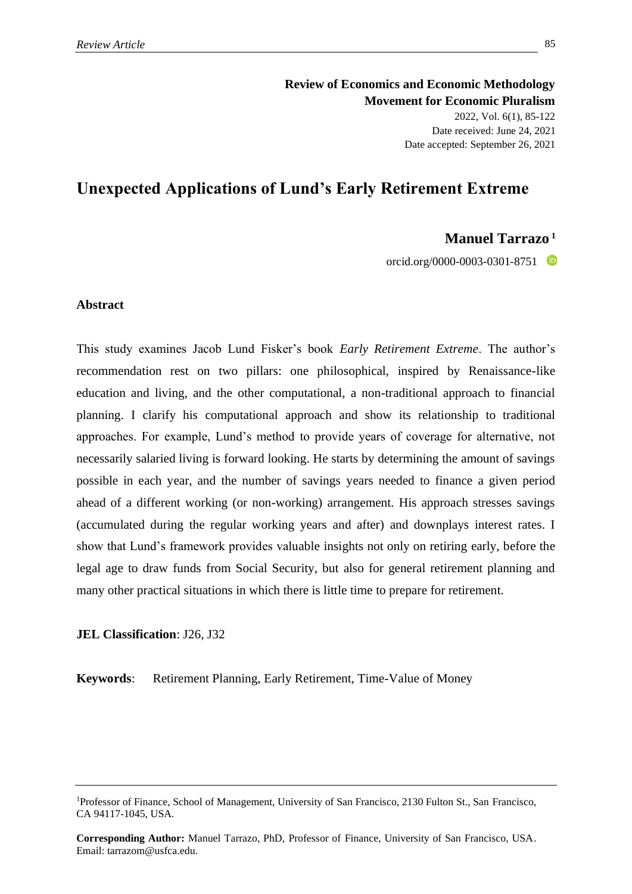**Review of Economics and Economic Methodology**
**Movement for Economic Pluralism**
2022, Vol. 6(1), 85-122
Date received: June 24, 2021
Date accepted: September 26, 2021

# Unexpected Applications of Lund's Early Retirement Extreme

**Manuel Tarrazo** [1]

orcid.org/0000-0003-0301-8751

## Abstract

This study examines Jacob Lund Fisker's book *Early Retirement Extreme*. The author's recommendation rest on two pillars: one philosophical, inspired by Renaissance-like education and living, and the other computational, a non-traditional approach to financial planning. I clarify his computational approach and show its relationship to traditional approaches. For example, Lund's method to provide years of coverage for alternative, not necessarily salaried living is forward looking. He starts by determining the amount of savings possible in each year, and the number of savings years needed to finance a given period ahead of a different working (or non-working) arrangement. His approach stresses savings (accumulated during the regular working years and after) and downplays interest rates. I show that Lund's framework provides valuable insights not only on retiring early, before the legal age to draw funds from Social Security, but also for general retirement planning and many other practical situations in which there is little time to prepare for retirement.

**JEL Classification**: J26, J32

**Keywords**: Retirement Planning, Early Retirement, Time-Value of Money

---

[1] Professor of Finance, School of Management, University of San Francisco, 2130 Fulton St., San Francisco, CA 94117-1045, USA.

**Corresponding Author:** Manuel Tarrazo, PhD, Professor of Finance, University of San Francisco, USA. Email: tarrazom@usfca.edu.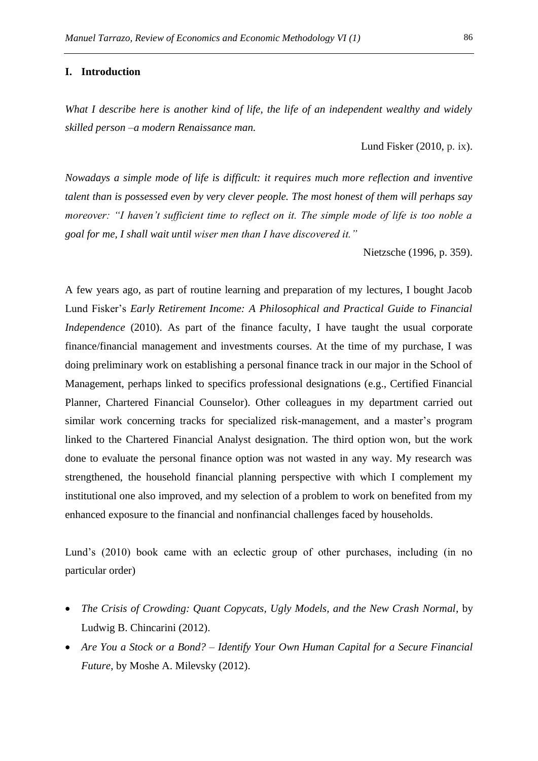## I. Introduction

*What I describe here is another kind of life, the life of an independent wealthy and widely skilled person –a modern Renaissance man.*

Lund Fisker (2010, p. ix).

*Nowadays a simple mode of life is difficult: it requires much more reflection and inventive talent than is possessed even by very clever people. The most honest of them will perhaps say moreover: "I haven't sufficient time to reflect on it. The simple mode of life is too noble a goal for me, I shall wait until wiser men than I have discovered it."*

Nietzsche (1996, p. 359).

A few years ago, as part of routine learning and preparation of my lectures, I bought Jacob Lund Fisker's *Early Retirement Income: A Philosophical and Practical Guide to Financial Independence* (2010). As part of the finance faculty, I have taught the usual corporate finance/financial management and investments courses. At the time of my purchase, I was doing preliminary work on establishing a personal finance track in our major in the School of Management, perhaps linked to specifics professional designations (e.g., Certified Financial Planner, Chartered Financial Counselor). Other colleagues in my department carried out similar work concerning tracks for specialized risk-management, and a master's program linked to the Chartered Financial Analyst designation. The third option won, but the work done to evaluate the personal finance option was not wasted in any way. My research was strengthened, the household financial planning perspective with which I complement my institutional one also improved, and my selection of a problem to work on benefited from my enhanced exposure to the financial and nonfinancial challenges faced by households.

Lund's (2010) book came with an eclectic group of other purchases, including (in no particular order)

- *The Crisis of Crowding: Quant Copycats, Ugly Models, and the New Crash Normal*, by Ludwig B. Chincarini (2012).
- *Are You a Stock or a Bond? – Identify Your Own Human Capital for a Secure Financial Future*, by Moshe A. Milevsky (2012).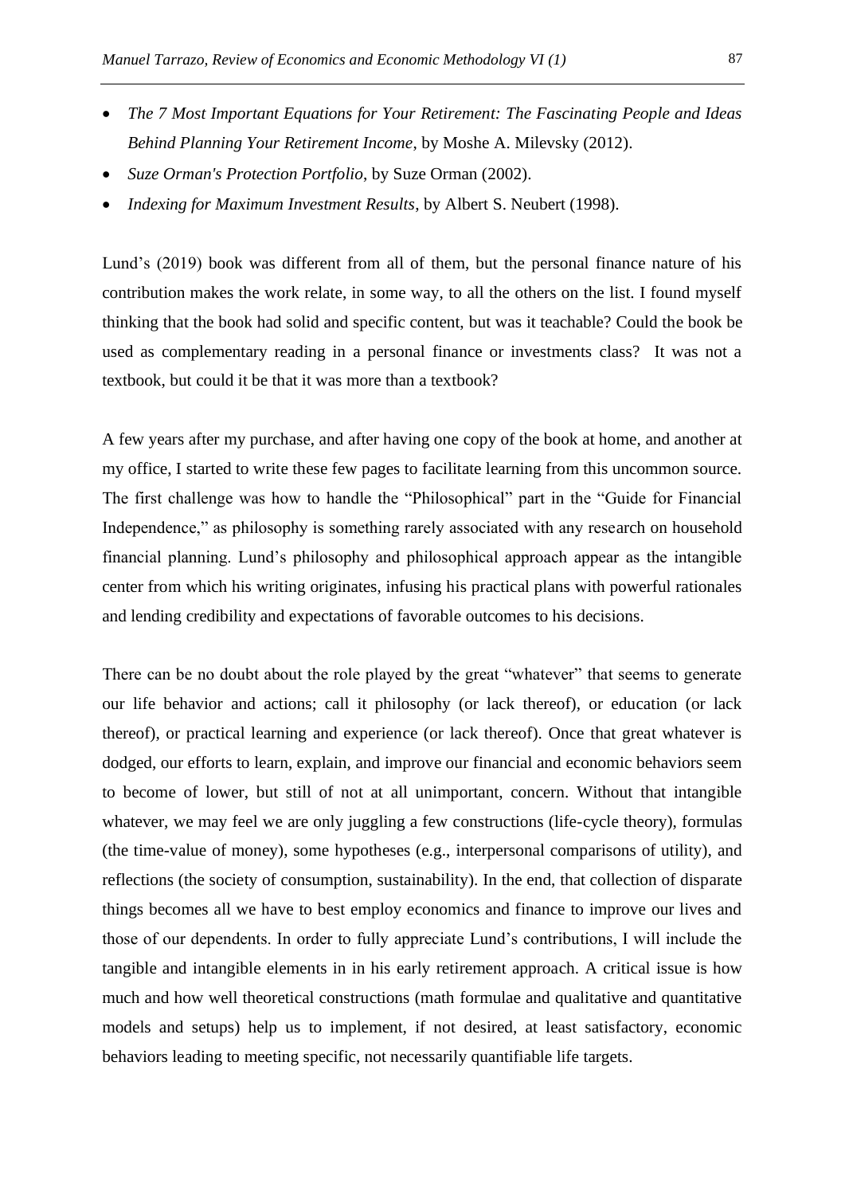- *The 7 Most Important Equations for Your Retirement: The Fascinating People and Ideas Behind Planning Your Retirement Income*, by Moshe A. Milevsky (2012).
- *Suze Orman's Protection Portfolio*, by Suze Orman (2002).
- *Indexing for Maximum Investment Results*, by Albert S. Neubert (1998).

Lund's (2019) book was different from all of them, but the personal finance nature of his contribution makes the work relate, in some way, to all the others on the list. I found myself thinking that the book had solid and specific content, but was it teachable? Could the book be used as complementary reading in a personal finance or investments class? It was not a textbook, but could it be that it was more than a textbook?

A few years after my purchase, and after having one copy of the book at home, and another at my office, I started to write these few pages to facilitate learning from this uncommon source. The first challenge was how to handle the "Philosophical" part in the "Guide for Financial Independence," as philosophy is something rarely associated with any research on household financial planning. Lund's philosophy and philosophical approach appear as the intangible center from which his writing originates, infusing his practical plans with powerful rationales and lending credibility and expectations of favorable outcomes to his decisions.

There can be no doubt about the role played by the great "whatever" that seems to generate our life behavior and actions; call it philosophy (or lack thereof), or education (or lack thereof), or practical learning and experience (or lack thereof). Once that great whatever is dodged, our efforts to learn, explain, and improve our financial and economic behaviors seem to become of lower, but still of not at all unimportant, concern. Without that intangible whatever, we may feel we are only juggling a few constructions (life-cycle theory), formulas (the time-value of money), some hypotheses (e.g., interpersonal comparisons of utility), and reflections (the society of consumption, sustainability). In the end, that collection of disparate things becomes all we have to best employ economics and finance to improve our lives and those of our dependents. In order to fully appreciate Lund's contributions, I will include the tangible and intangible elements in in his early retirement approach. A critical issue is how much and how well theoretical constructions (math formulae and qualitative and quantitative models and setups) help us to implement, if not desired, at least satisfactory, economic behaviors leading to meeting specific, not necessarily quantifiable life targets.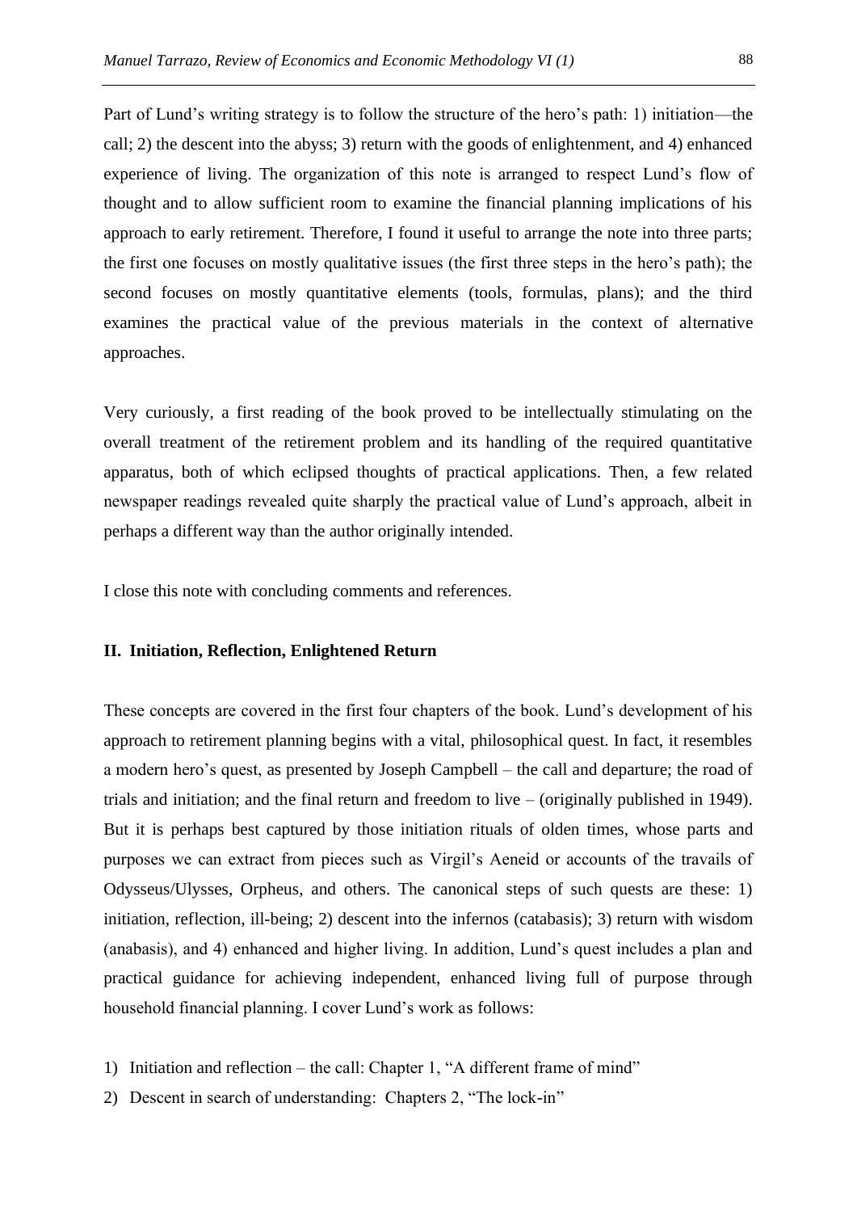Part of Lund's writing strategy is to follow the structure of the hero's path: 1) initiation—the call; 2) the descent into the abyss; 3) return with the goods of enlightenment, and 4) enhanced experience of living. The organization of this note is arranged to respect Lund's flow of thought and to allow sufficient room to examine the financial planning implications of his approach to early retirement. Therefore, I found it useful to arrange the note into three parts; the first one focuses on mostly qualitative issues (the first three steps in the hero's path); the second focuses on mostly quantitative elements (tools, formulas, plans); and the third examines the practical value of the previous materials in the context of alternative approaches.

Very curiously, a first reading of the book proved to be intellectually stimulating on the overall treatment of the retirement problem and its handling of the required quantitative apparatus, both of which eclipsed thoughts of practical applications. Then, a few related newspaper readings revealed quite sharply the practical value of Lund's approach, albeit in perhaps a different way than the author originally intended.

I close this note with concluding comments and references.

## II. Initiation, Reflection, Enlightened Return

These concepts are covered in the first four chapters of the book. Lund's development of his approach to retirement planning begins with a vital, philosophical quest. In fact, it resembles a modern hero's quest, as presented by Joseph Campbell – the call and departure; the road of trials and initiation; and the final return and freedom to live – (originally published in 1949). But it is perhaps best captured by those initiation rituals of olden times, whose parts and purposes we can extract from pieces such as Virgil's Aeneid or accounts of the travails of Odysseus/Ulysses, Orpheus, and others. The canonical steps of such quests are these: 1) initiation, reflection, ill-being; 2) descent into the infernos (catabasis); 3) return with wisdom (anabasis), and 4) enhanced and higher living. In addition, Lund's quest includes a plan and practical guidance for achieving independent, enhanced living full of purpose through household financial planning. I cover Lund's work as follows:

1) Initiation and reflection – the call: Chapter 1, "A different frame of mind"
2) Descent in search of understanding: Chapters 2, "The lock-in"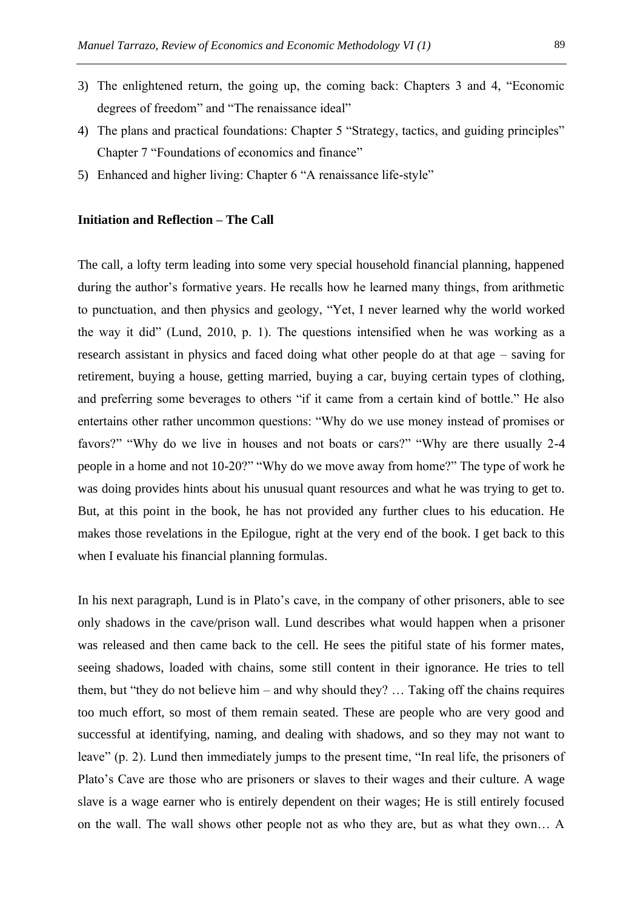3) The enlightened return, the going up, the coming back: Chapters 3 and 4, "Economic degrees of freedom" and "The renaissance ideal"
4) The plans and practical foundations: Chapter 5 "Strategy, tactics, and guiding principles" Chapter 7 "Foundations of economics and finance"
5) Enhanced and higher living: Chapter 6 "A renaissance life-style"

**Initiation and Reflection – The Call**

The call, a lofty term leading into some very special household financial planning, happened during the author's formative years. He recalls how he learned many things, from arithmetic to punctuation, and then physics and geology, "Yet, I never learned why the world worked the way it did" (Lund, 2010, p. 1). The questions intensified when he was working as a research assistant in physics and faced doing what other people do at that age – saving for retirement, buying a house, getting married, buying a car, buying certain types of clothing, and preferring some beverages to others "if it came from a certain kind of bottle." He also entertains other rather uncommon questions: "Why do we use money instead of promises or favors?" "Why do we live in houses and not boats or cars?" "Why are there usually 2-4 people in a home and not 10-20?" "Why do we move away from home?" The type of work he was doing provides hints about his unusual quant resources and what he was trying to get to. But, at this point in the book, he has not provided any further clues to his education. He makes those revelations in the Epilogue, right at the very end of the book. I get back to this when I evaluate his financial planning formulas.

In his next paragraph, Lund is in Plato's cave, in the company of other prisoners, able to see only shadows in the cave/prison wall. Lund describes what would happen when a prisoner was released and then came back to the cell. He sees the pitiful state of his former mates, seeing shadows, loaded with chains, some still content in their ignorance. He tries to tell them, but "they do not believe him – and why should they? … Taking off the chains requires too much effort, so most of them remain seated. These are people who are very good and successful at identifying, naming, and dealing with shadows, and so they may not want to leave" (p. 2). Lund then immediately jumps to the present time, "In real life, the prisoners of Plato's Cave are those who are prisoners or slaves to their wages and their culture. A wage slave is a wage earner who is entirely dependent on their wages; He is still entirely focused on the wall. The wall shows other people not as who they are, but as what they own… A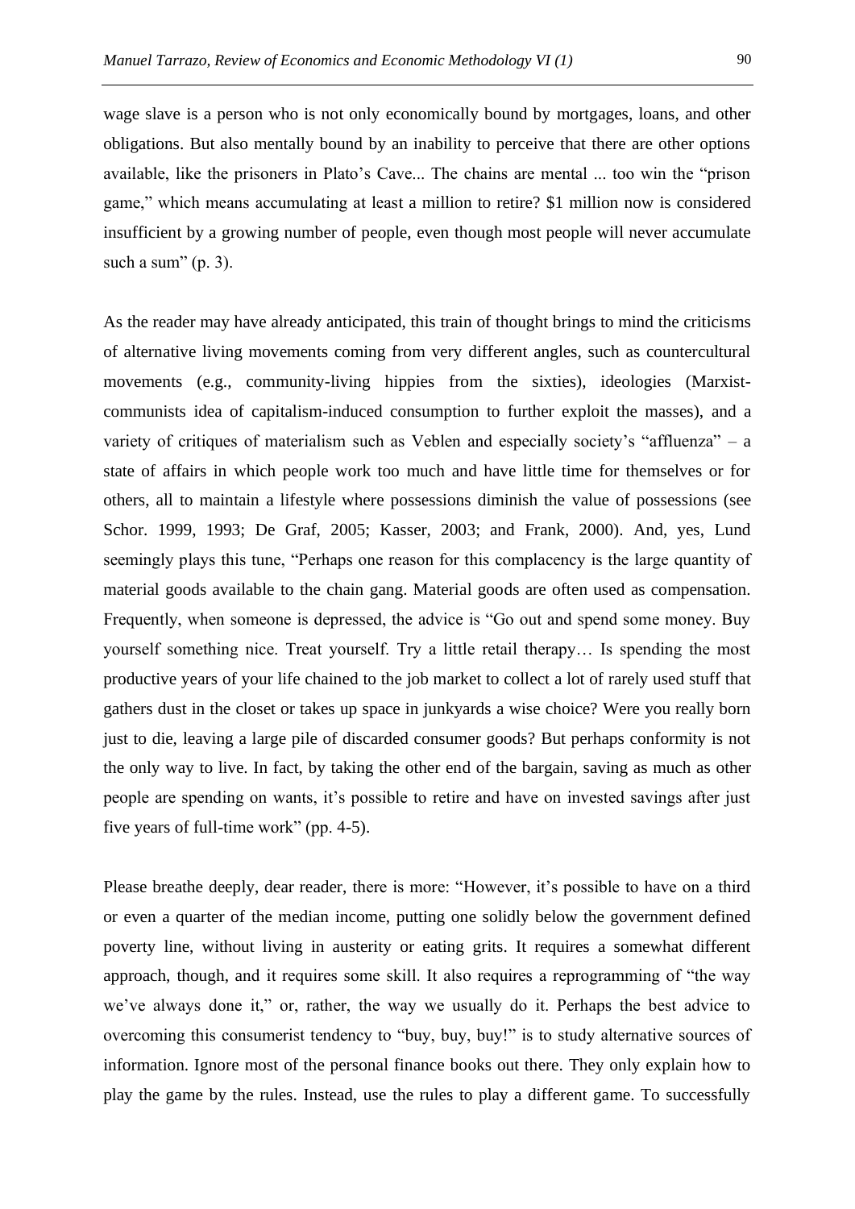wage slave is a person who is not only economically bound by mortgages, loans, and other obligations. But also mentally bound by an inability to perceive that there are other options available, like the prisoners in Plato's Cave... The chains are mental ... too win the "prison game," which means accumulating at least a million to retire? $1 million now is considered insufficient by a growing number of people, even though most people will never accumulate such a sum" (p. 3).

As the reader may have already anticipated, this train of thought brings to mind the criticisms of alternative living movements coming from very different angles, such as countercultural movements (e.g., community-living hippies from the sixties), ideologies (Marxist-communists idea of capitalism-induced consumption to further exploit the masses), and a variety of critiques of materialism such as Veblen and especially society's "affluenza" – a state of affairs in which people work too much and have little time for themselves or for others, all to maintain a lifestyle where possessions diminish the value of possessions (see Schor. 1999, 1993; De Graf, 2005; Kasser, 2003; and Frank, 2000). And, yes, Lund seemingly plays this tune, "Perhaps one reason for this complacency is the large quantity of material goods available to the chain gang. Material goods are often used as compensation. Frequently, when someone is depressed, the advice is "Go out and spend some money. Buy yourself something nice. Treat yourself. Try a little retail therapy… Is spending the most productive years of your life chained to the job market to collect a lot of rarely used stuff that gathers dust in the closet or takes up space in junkyards a wise choice? Were you really born just to die, leaving a large pile of discarded consumer goods? But perhaps conformity is not the only way to live. In fact, by taking the other end of the bargain, saving as much as other people are spending on wants, it's possible to retire and have on invested savings after just five years of full-time work" (pp. 4-5).

Please breathe deeply, dear reader, there is more: "However, it's possible to have on a third or even a quarter of the median income, putting one solidly below the government defined poverty line, without living in austerity or eating grits. It requires a somewhat different approach, though, and it requires some skill. It also requires a reprogramming of "the way we've always done it," or, rather, the way we usually do it. Perhaps the best advice to overcoming this consumerist tendency to "buy, buy, buy!" is to study alternative sources of information. Ignore most of the personal finance books out there. They only explain how to play the game by the rules. Instead, use the rules to play a different game. To successfully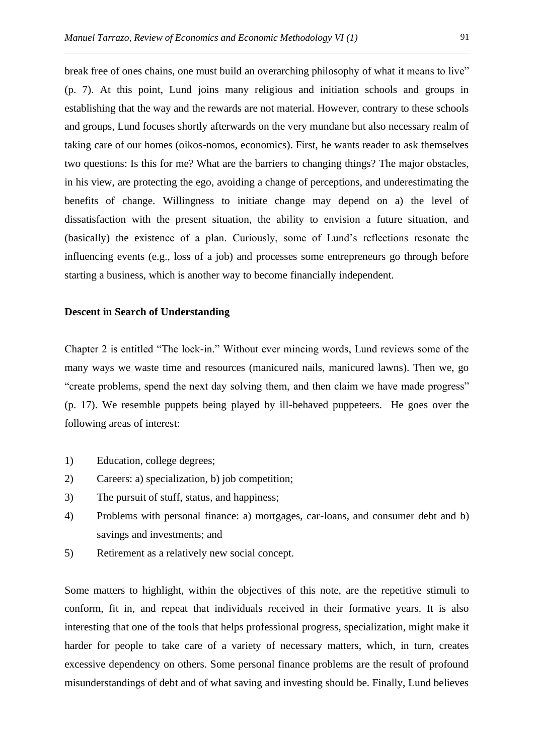break free of ones chains, one must build an overarching philosophy of what it means to live" (p. 7). At this point, Lund joins many religious and initiation schools and groups in establishing that the way and the rewards are not material. However, contrary to these schools and groups, Lund focuses shortly afterwards on the very mundane but also necessary realm of taking care of our homes (oikos-nomos, economics). First, he wants reader to ask themselves two questions: Is this for me? What are the barriers to changing things? The major obstacles, in his view, are protecting the ego, avoiding a change of perceptions, and underestimating the benefits of change. Willingness to initiate change may depend on a) the level of dissatisfaction with the present situation, the ability to envision a future situation, and (basically) the existence of a plan. Curiously, some of Lund's reflections resonate the influencing events (e.g., loss of a job) and processes some entrepreneurs go through before starting a business, which is another way to become financially independent.

**Descent in Search of Understanding**

Chapter 2 is entitled "The lock-in." Without ever mincing words, Lund reviews some of the many ways we waste time and resources (manicured nails, manicured lawns). Then we, go "create problems, spend the next day solving them, and then claim we have made progress" (p. 17). We resemble puppets being played by ill-behaved puppeteers. He goes over the following areas of interest:

1) Education, college degrees;
2) Careers: a) specialization, b) job competition;
3) The pursuit of stuff, status, and happiness;
4) Problems with personal finance: a) mortgages, car-loans, and consumer debt and b) savings and investments; and
5) Retirement as a relatively new social concept.

Some matters to highlight, within the objectives of this note, are the repetitive stimuli to conform, fit in, and repeat that individuals received in their formative years. It is also interesting that one of the tools that helps professional progress, specialization, might make it harder for people to take care of a variety of necessary matters, which, in turn, creates excessive dependency on others. Some personal finance problems are the result of profound misunderstandings of debt and of what saving and investing should be. Finally, Lund believes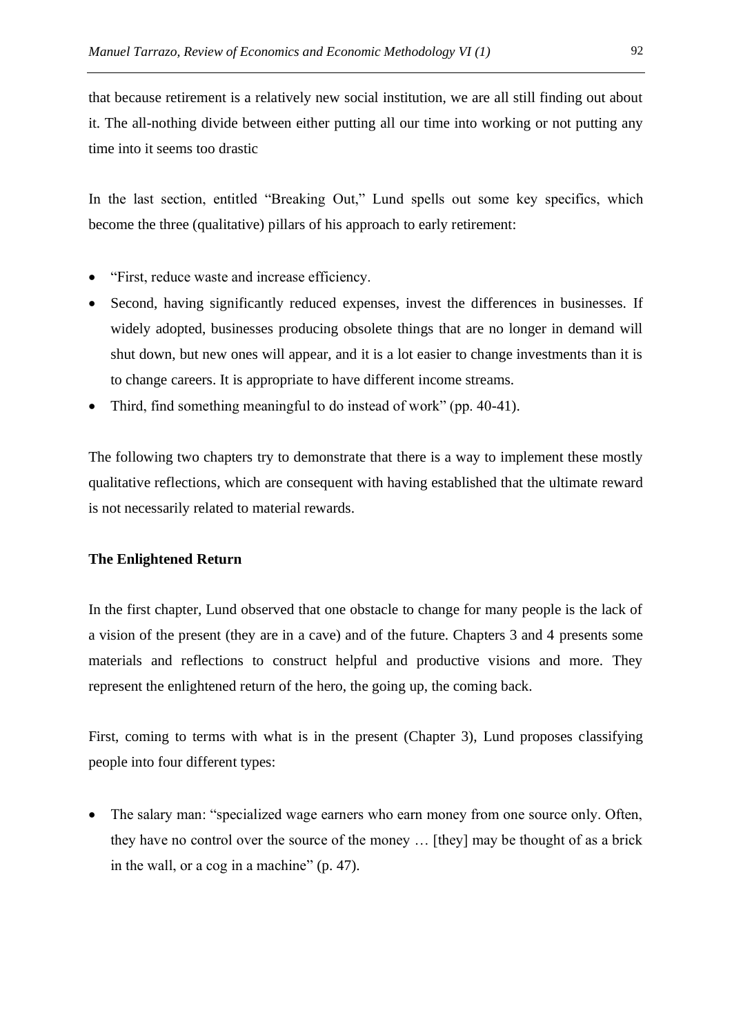that because retirement is a relatively new social institution, we are all still finding out about it. The all-nothing divide between either putting all our time into working or not putting any time into it seems too drastic

In the last section, entitled "Breaking Out," Lund spells out some key specifics, which become the three (qualitative) pillars of his approach to early retirement:

- "First, reduce waste and increase efficiency.
- Second, having significantly reduced expenses, invest the differences in businesses. If widely adopted, businesses producing obsolete things that are no longer in demand will shut down, but new ones will appear, and it is a lot easier to change investments than it is to change careers. It is appropriate to have different income streams.
- Third, find something meaningful to do instead of work" (pp. 40-41).

The following two chapters try to demonstrate that there is a way to implement these mostly qualitative reflections, which are consequent with having established that the ultimate reward is not necessarily related to material rewards.

**The Enlightened Return**

In the first chapter, Lund observed that one obstacle to change for many people is the lack of a vision of the present (they are in a cave) and of the future. Chapters 3 and 4 presents some materials and reflections to construct helpful and productive visions and more. They represent the enlightened return of the hero, the going up, the coming back.

First, coming to terms with what is in the present (Chapter 3), Lund proposes classifying people into four different types:

- The salary man: "specialized wage earners who earn money from one source only. Often, they have no control over the source of the money … [they] may be thought of as a brick in the wall, or a cog in a machine" (p. 47).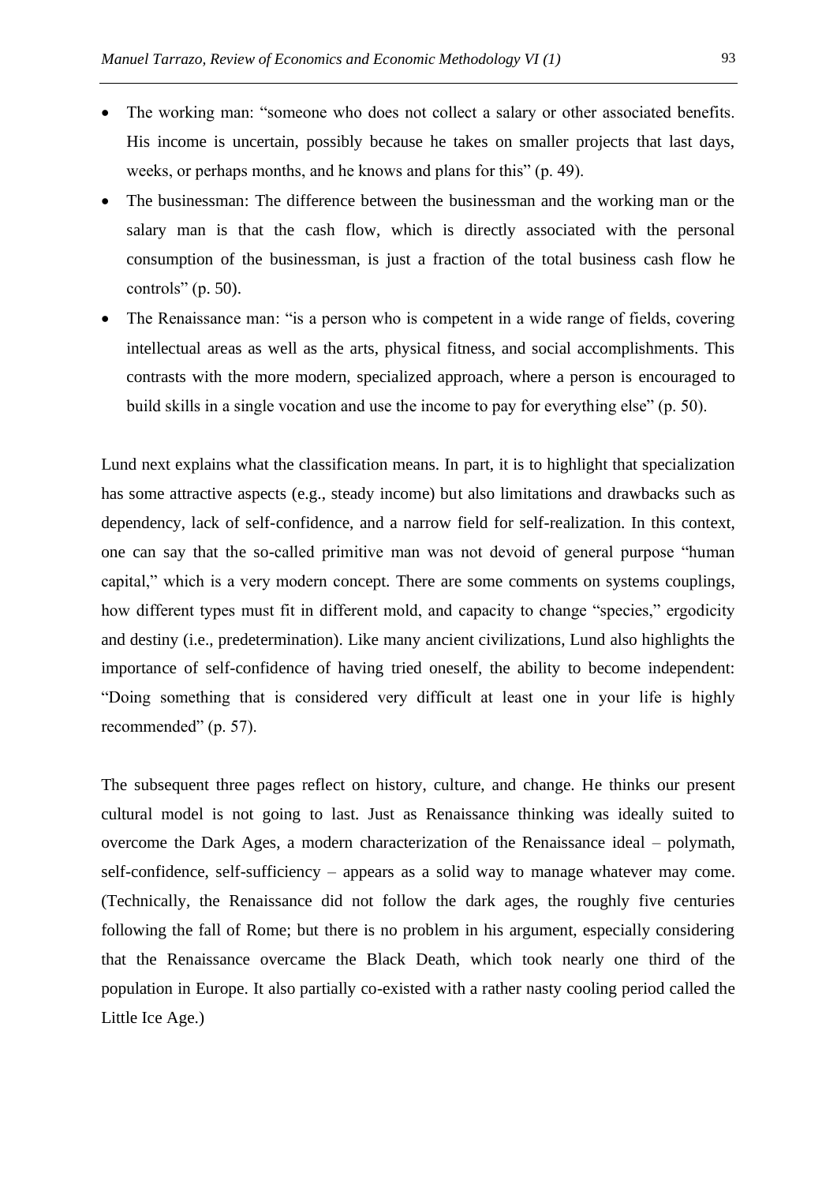- The working man: "someone who does not collect a salary or other associated benefits. His income is uncertain, possibly because he takes on smaller projects that last days, weeks, or perhaps months, and he knows and plans for this" (p. 49).
- The businessman: The difference between the businessman and the working man or the salary man is that the cash flow, which is directly associated with the personal consumption of the businessman, is just a fraction of the total business cash flow he controls" (p. 50).
- The Renaissance man: "is a person who is competent in a wide range of fields, covering intellectual areas as well as the arts, physical fitness, and social accomplishments. This contrasts with the more modern, specialized approach, where a person is encouraged to build skills in a single vocation and use the income to pay for everything else" (p. 50).

Lund next explains what the classification means. In part, it is to highlight that specialization has some attractive aspects (e.g., steady income) but also limitations and drawbacks such as dependency, lack of self-confidence, and a narrow field for self-realization. In this context, one can say that the so-called primitive man was not devoid of general purpose "human capital," which is a very modern concept. There are some comments on systems couplings, how different types must fit in different mold, and capacity to change "species," ergodicity and destiny (i.e., predetermination). Like many ancient civilizations, Lund also highlights the importance of self-confidence of having tried oneself, the ability to become independent: "Doing something that is considered very difficult at least one in your life is highly recommended" (p. 57).

The subsequent three pages reflect on history, culture, and change. He thinks our present cultural model is not going to last. Just as Renaissance thinking was ideally suited to overcome the Dark Ages, a modern characterization of the Renaissance ideal – polymath, self-confidence, self-sufficiency – appears as a solid way to manage whatever may come. (Technically, the Renaissance did not follow the dark ages, the roughly five centuries following the fall of Rome; but there is no problem in his argument, especially considering that the Renaissance overcame the Black Death, which took nearly one third of the population in Europe. It also partially co-existed with a rather nasty cooling period called the Little Ice Age.)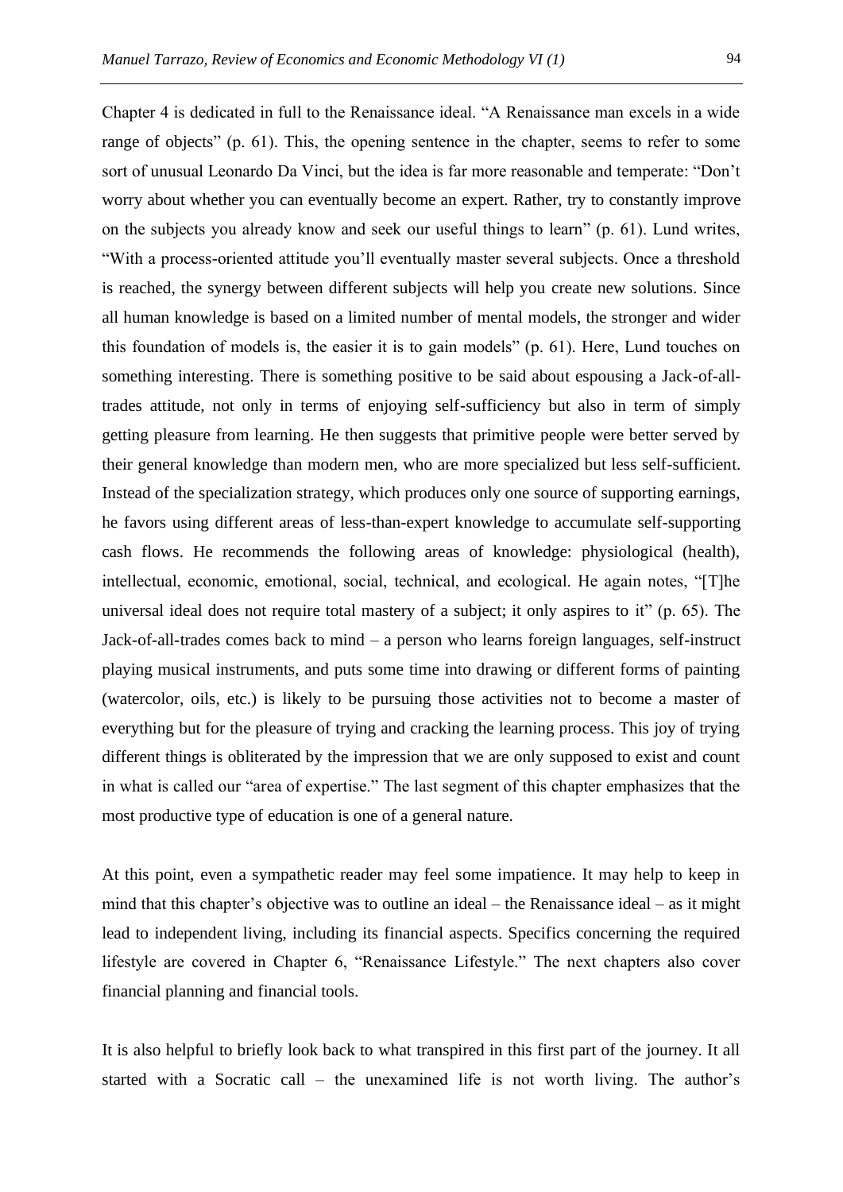Chapter 4 is dedicated in full to the Renaissance ideal. "A Renaissance man excels in a wide range of objects" (p. 61). This, the opening sentence in the chapter, seems to refer to some sort of unusual Leonardo Da Vinci, but the idea is far more reasonable and temperate: "Don't worry about whether you can eventually become an expert. Rather, try to constantly improve on the subjects you already know and seek our useful things to learn" (p. 61). Lund writes, "With a process-oriented attitude you'll eventually master several subjects. Once a threshold is reached, the synergy between different subjects will help you create new solutions. Since all human knowledge is based on a limited number of mental models, the stronger and wider this foundation of models is, the easier it is to gain models" (p. 61). Here, Lund touches on something interesting. There is something positive to be said about espousing a Jack-of-all-trades attitude, not only in terms of enjoying self-sufficiency but also in term of simply getting pleasure from learning. He then suggests that primitive people were better served by their general knowledge than modern men, who are more specialized but less self-sufficient. Instead of the specialization strategy, which produces only one source of supporting earnings, he favors using different areas of less-than-expert knowledge to accumulate self-supporting cash flows. He recommends the following areas of knowledge: physiological (health), intellectual, economic, emotional, social, technical, and ecological. He again notes, "[T]he universal ideal does not require total mastery of a subject; it only aspires to it" (p. 65). The Jack-of-all-trades comes back to mind – a person who learns foreign languages, self-instruct playing musical instruments, and puts some time into drawing or different forms of painting (watercolor, oils, etc.) is likely to be pursuing those activities not to become a master of everything but for the pleasure of trying and cracking the learning process. This joy of trying different things is obliterated by the impression that we are only supposed to exist and count in what is called our "area of expertise." The last segment of this chapter emphasizes that the most productive type of education is one of a general nature.

At this point, even a sympathetic reader may feel some impatience. It may help to keep in mind that this chapter's objective was to outline an ideal – the Renaissance ideal – as it might lead to independent living, including its financial aspects. Specifics concerning the required lifestyle are covered in Chapter 6, "Renaissance Lifestyle." The next chapters also cover financial planning and financial tools.

It is also helpful to briefly look back to what transpired in this first part of the journey. It all started with a Socratic call – the unexamined life is not worth living. The author's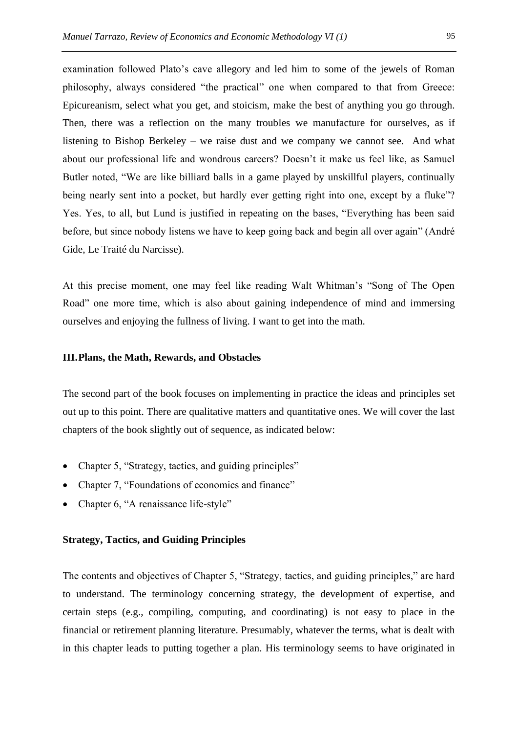examination followed Plato's cave allegory and led him to some of the jewels of Roman philosophy, always considered "the practical" one when compared to that from Greece: Epicureanism, select what you get, and stoicism, make the best of anything you go through. Then, there was a reflection on the many troubles we manufacture for ourselves, as if listening to Bishop Berkeley – we raise dust and we company we cannot see. And what about our professional life and wondrous careers? Doesn't it make us feel like, as Samuel Butler noted, "We are like billiard balls in a game played by unskillful players, continually being nearly sent into a pocket, but hardly ever getting right into one, except by a fluke"? Yes. Yes, to all, but Lund is justified in repeating on the bases, "Everything has been said before, but since nobody listens we have to keep going back and begin all over again" (André Gide, Le Traité du Narcisse).

At this precise moment, one may feel like reading Walt Whitman's "Song of The Open Road" one more time, which is also about gaining independence of mind and immersing ourselves and enjoying the fullness of living. I want to get into the math.

## III. Plans, the Math, Rewards, and Obstacles

The second part of the book focuses on implementing in practice the ideas and principles set out up to this point. There are qualitative matters and quantitative ones. We will cover the last chapters of the book slightly out of sequence, as indicated below:

- Chapter 5, "Strategy, tactics, and guiding principles"
- Chapter 7, "Foundations of economics and finance"
- Chapter 6, "A renaissance life-style"

### Strategy, Tactics, and Guiding Principles

The contents and objectives of Chapter 5, "Strategy, tactics, and guiding principles," are hard to understand. The terminology concerning strategy, the development of expertise, and certain steps (e.g., compiling, computing, and coordinating) is not easy to place in the financial or retirement planning literature. Presumably, whatever the terms, what is dealt with in this chapter leads to putting together a plan. His terminology seems to have originated in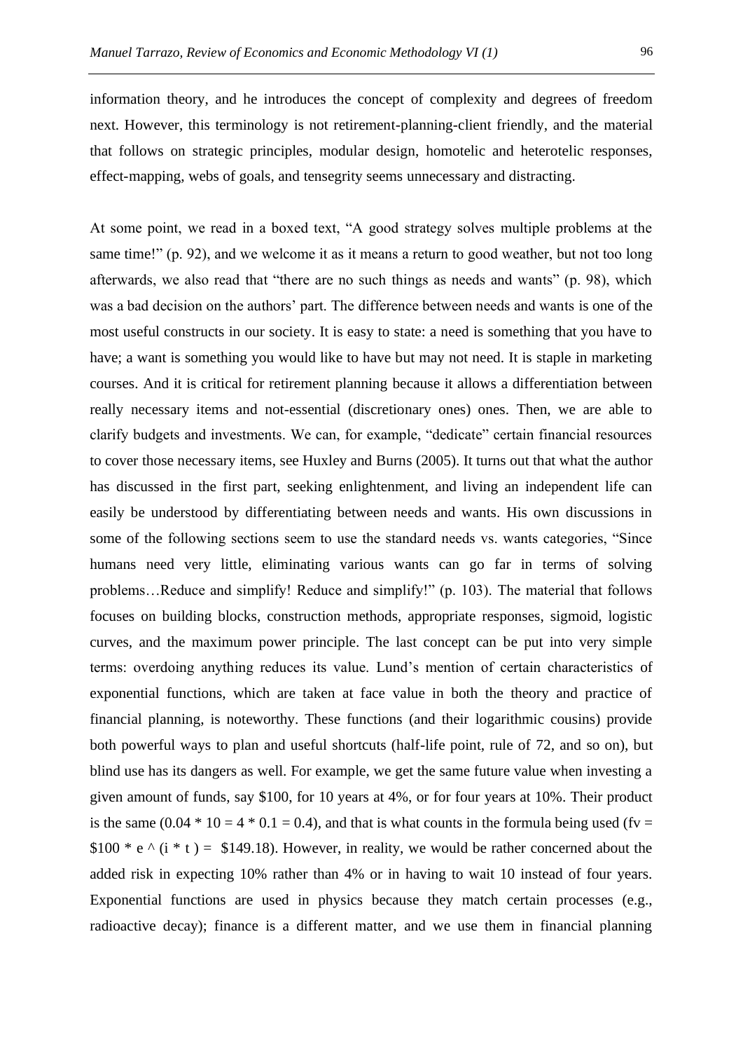information theory, and he introduces the concept of complexity and degrees of freedom next. However, this terminology is not retirement-planning-client friendly, and the material that follows on strategic principles, modular design, homotelic and heterotelic responses, effect-mapping, webs of goals, and tensegrity seems unnecessary and distracting.

At some point, we read in a boxed text, "A good strategy solves multiple problems at the same time!" (p. 92), and we welcome it as it means a return to good weather, but not too long afterwards, we also read that "there are no such things as needs and wants" (p. 98), which was a bad decision on the authors' part. The difference between needs and wants is one of the most useful constructs in our society. It is easy to state: a need is something that you have to have; a want is something you would like to have but may not need. It is staple in marketing courses. And it is critical for retirement planning because it allows a differentiation between really necessary items and not-essential (discretionary ones) ones. Then, we are able to clarify budgets and investments. We can, for example, "dedicate" certain financial resources to cover those necessary items, see Huxley and Burns (2005). It turns out that what the author has discussed in the first part, seeking enlightenment, and living an independent life can easily be understood by differentiating between needs and wants. His own discussions in some of the following sections seem to use the standard needs vs. wants categories, "Since humans need very little, eliminating various wants can go far in terms of solving problems…Reduce and simplify! Reduce and simplify!" (p. 103). The material that follows focuses on building blocks, construction methods, appropriate responses, sigmoid, logistic curves, and the maximum power principle. The last concept can be put into very simple terms: overdoing anything reduces its value. Lund's mention of certain characteristics of exponential functions, which are taken at face value in both the theory and practice of financial planning, is noteworthy. These functions (and their logarithmic cousins) provide both powerful ways to plan and useful shortcuts (half-life point, rule of 72, and so on), but blind use has its dangers as well. For example, we get the same future value when investing a given amount of funds, say \$100, for 10 years at 4%, or for four years at 10%. Their product is the same ($0.04 * 10 = 4 * 0.1 = 0.4$), and that is what counts in the formula being used ($fv = \$100 * e \wedge (i * t) = \$149.18$). However, in reality, we would be rather concerned about the added risk in expecting 10% rather than 4% or in having to wait 10 instead of four years. Exponential functions are used in physics because they match certain processes (e.g., radioactive decay); finance is a different matter, and we use them in financial planning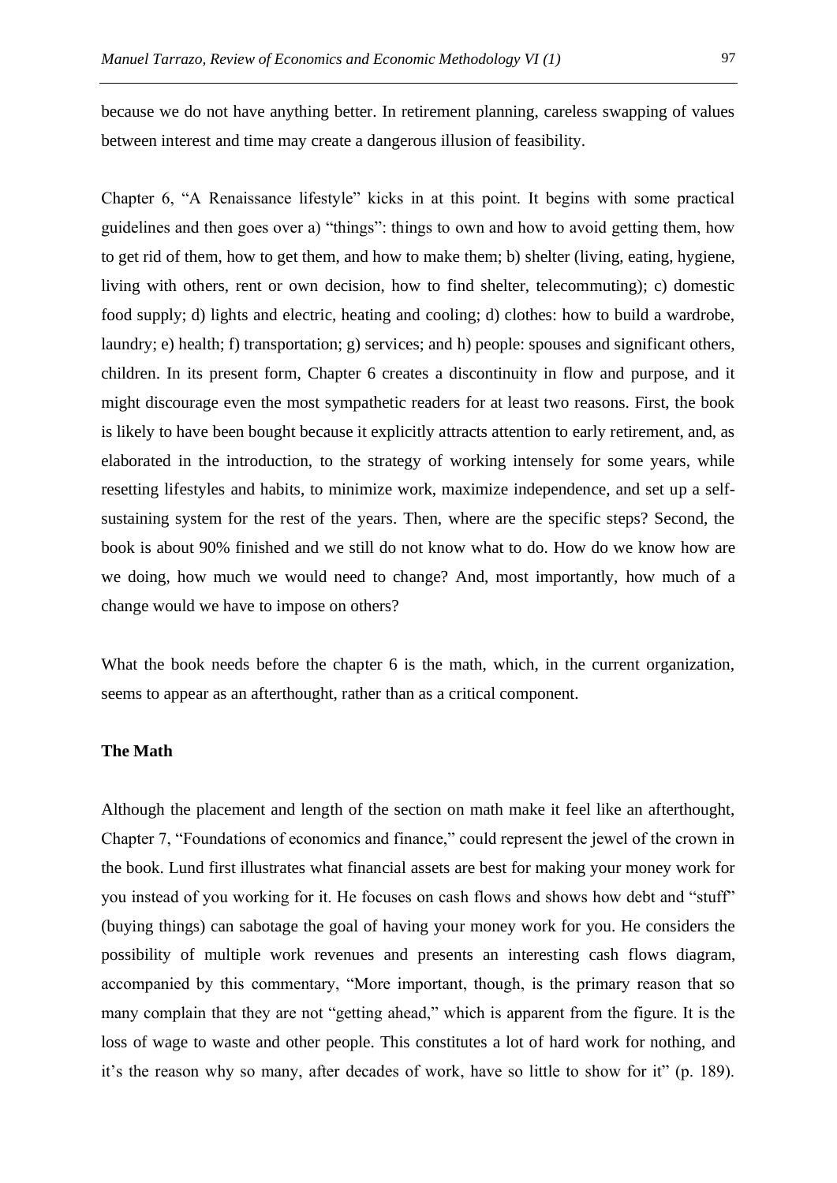because we do not have anything better. In retirement planning, careless swapping of values between interest and time may create a dangerous illusion of feasibility.

Chapter 6, "A Renaissance lifestyle" kicks in at this point. It begins with some practical guidelines and then goes over a) "things": things to own and how to avoid getting them, how to get rid of them, how to get them, and how to make them; b) shelter (living, eating, hygiene, living with others, rent or own decision, how to find shelter, telecommuting); c) domestic food supply; d) lights and electric, heating and cooling; d) clothes: how to build a wardrobe, laundry; e) health; f) transportation; g) services; and h) people: spouses and significant others, children. In its present form, Chapter 6 creates a discontinuity in flow and purpose, and it might discourage even the most sympathetic readers for at least two reasons. First, the book is likely to have been bought because it explicitly attracts attention to early retirement, and, as elaborated in the introduction, to the strategy of working intensely for some years, while resetting lifestyles and habits, to minimize work, maximize independence, and set up a self-sustaining system for the rest of the years. Then, where are the specific steps? Second, the book is about 90% finished and we still do not know what to do. How do we know how are we doing, how much we would need to change? And, most importantly, how much of a change would we have to impose on others?

What the book needs before the chapter 6 is the math, which, in the current organization, seems to appear as an afterthought, rather than as a critical component.

**The Math**

Although the placement and length of the section on math make it feel like an afterthought, Chapter 7, "Foundations of economics and finance," could represent the jewel of the crown in the book. Lund first illustrates what financial assets are best for making your money work for you instead of you working for it. He focuses on cash flows and shows how debt and "stuff" (buying things) can sabotage the goal of having your money work for you. He considers the possibility of multiple work revenues and presents an interesting cash flows diagram, accompanied by this commentary, "More important, though, is the primary reason that so many complain that they are not "getting ahead," which is apparent from the figure. It is the loss of wage to waste and other people. This constitutes a lot of hard work for nothing, and it's the reason why so many, after decades of work, have so little to show for it" (p. 189).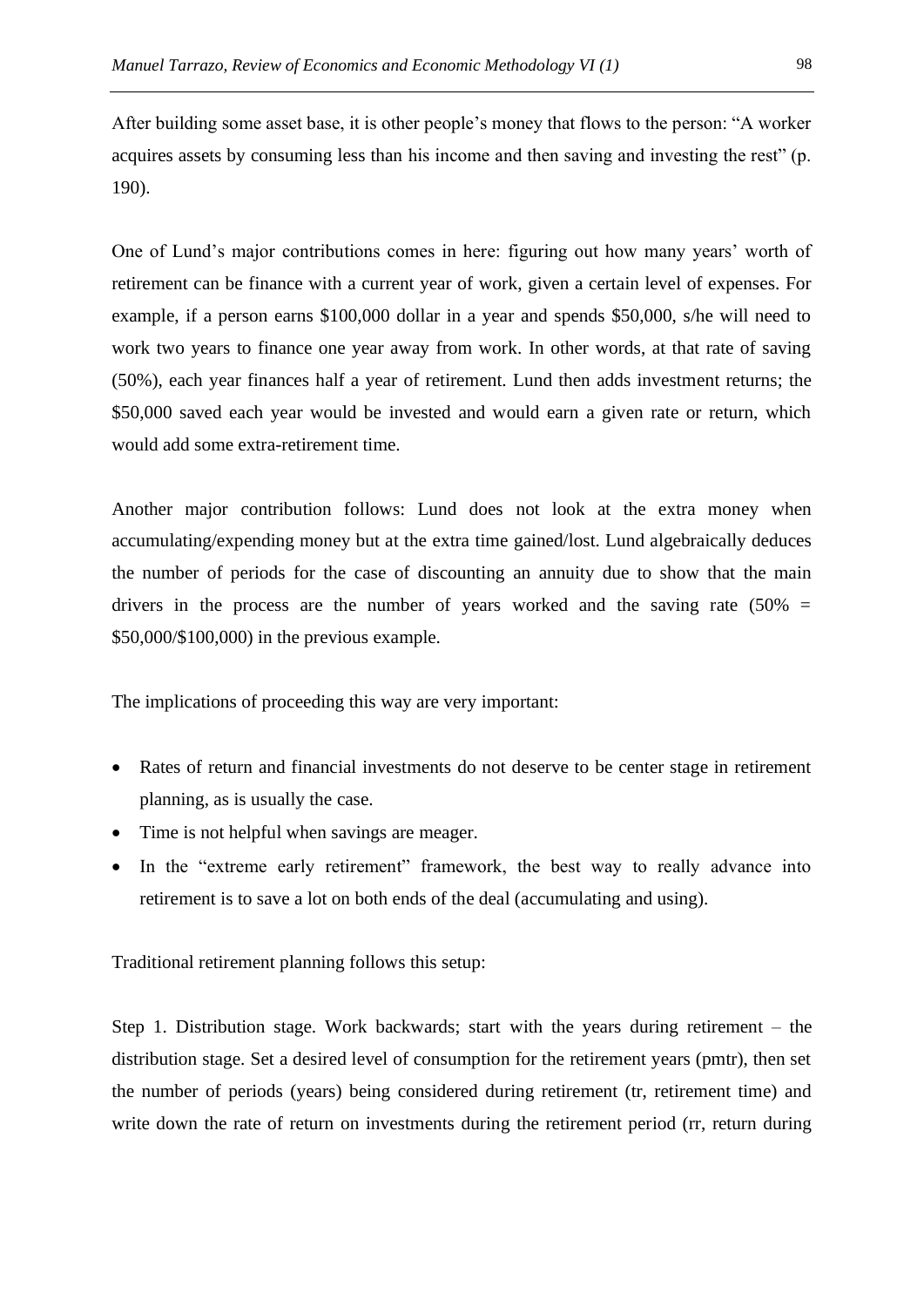After building some asset base, it is other people's money that flows to the person: "A worker acquires assets by consuming less than his income and then saving and investing the rest" (p. 190).

One of Lund's major contributions comes in here: figuring out how many years' worth of retirement can be finance with a current year of work, given a certain level of expenses. For example, if a person earns $100,000 dollar in a year and spends $50,000, s/he will need to work two years to finance one year away from work. In other words, at that rate of saving (50%), each year finances half a year of retirement. Lund then adds investment returns; the $50,000 saved each year would be invested and would earn a given rate or return, which would add some extra-retirement time.

Another major contribution follows: Lund does not look at the extra money when accumulating/expending money but at the extra time gained/lost. Lund algebraically deduces the number of periods for the case of discounting an annuity due to show that the main drivers in the process are the number of years worked and the saving rate (50% = $50,000/$100,000) in the previous example.

The implications of proceeding this way are very important:

- Rates of return and financial investments do not deserve to be center stage in retirement planning, as is usually the case.
- Time is not helpful when savings are meager.
- In the "extreme early retirement" framework, the best way to really advance into retirement is to save a lot on both ends of the deal (accumulating and using).

Traditional retirement planning follows this setup:

Step 1. Distribution stage. Work backwards; start with the years during retirement – the distribution stage. Set a desired level of consumption for the retirement years (pmtr), then set the number of periods (years) being considered during retirement (tr, retirement time) and write down the rate of return on investments during the retirement period (rr, return during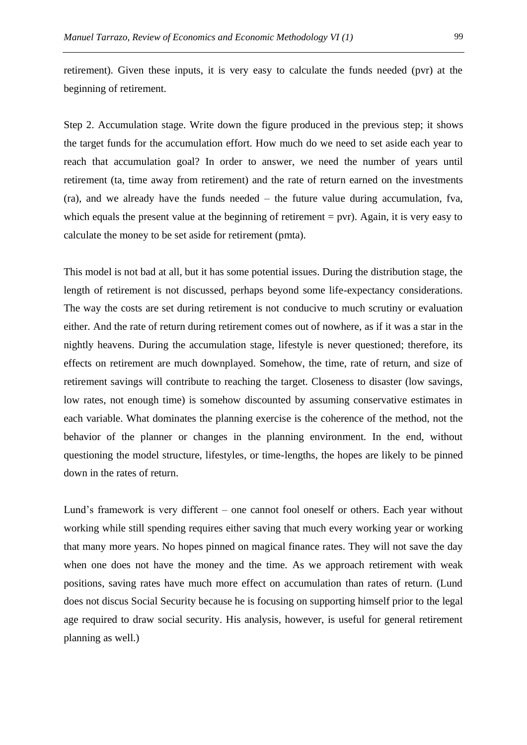retirement). Given these inputs, it is very easy to calculate the funds needed (pvr) at the beginning of retirement.

Step 2. Accumulation stage. Write down the figure produced in the previous step; it shows the target funds for the accumulation effort. How much do we need to set aside each year to reach that accumulation goal? In order to answer, we need the number of years until retirement (ta, time away from retirement) and the rate of return earned on the investments (ra), and we already have the funds needed – the future value during accumulation, fva, which equals the present value at the beginning of retirement = pvr). Again, it is very easy to calculate the money to be set aside for retirement (pmta).

This model is not bad at all, but it has some potential issues. During the distribution stage, the length of retirement is not discussed, perhaps beyond some life-expectancy considerations. The way the costs are set during retirement is not conducive to much scrutiny or evaluation either. And the rate of return during retirement comes out of nowhere, as if it was a star in the nightly heavens. During the accumulation stage, lifestyle is never questioned; therefore, its effects on retirement are much downplayed. Somehow, the time, rate of return, and size of retirement savings will contribute to reaching the target. Closeness to disaster (low savings, low rates, not enough time) is somehow discounted by assuming conservative estimates in each variable. What dominates the planning exercise is the coherence of the method, not the behavior of the planner or changes in the planning environment. In the end, without questioning the model structure, lifestyles, or time-lengths, the hopes are likely to be pinned down in the rates of return.

Lund's framework is very different – one cannot fool oneself or others. Each year without working while still spending requires either saving that much every working year or working that many more years. No hopes pinned on magical finance rates. They will not save the day when one does not have the money and the time. As we approach retirement with weak positions, saving rates have much more effect on accumulation than rates of return. (Lund does not discus Social Security because he is focusing on supporting himself prior to the legal age required to draw social security. His analysis, however, is useful for general retirement planning as well.)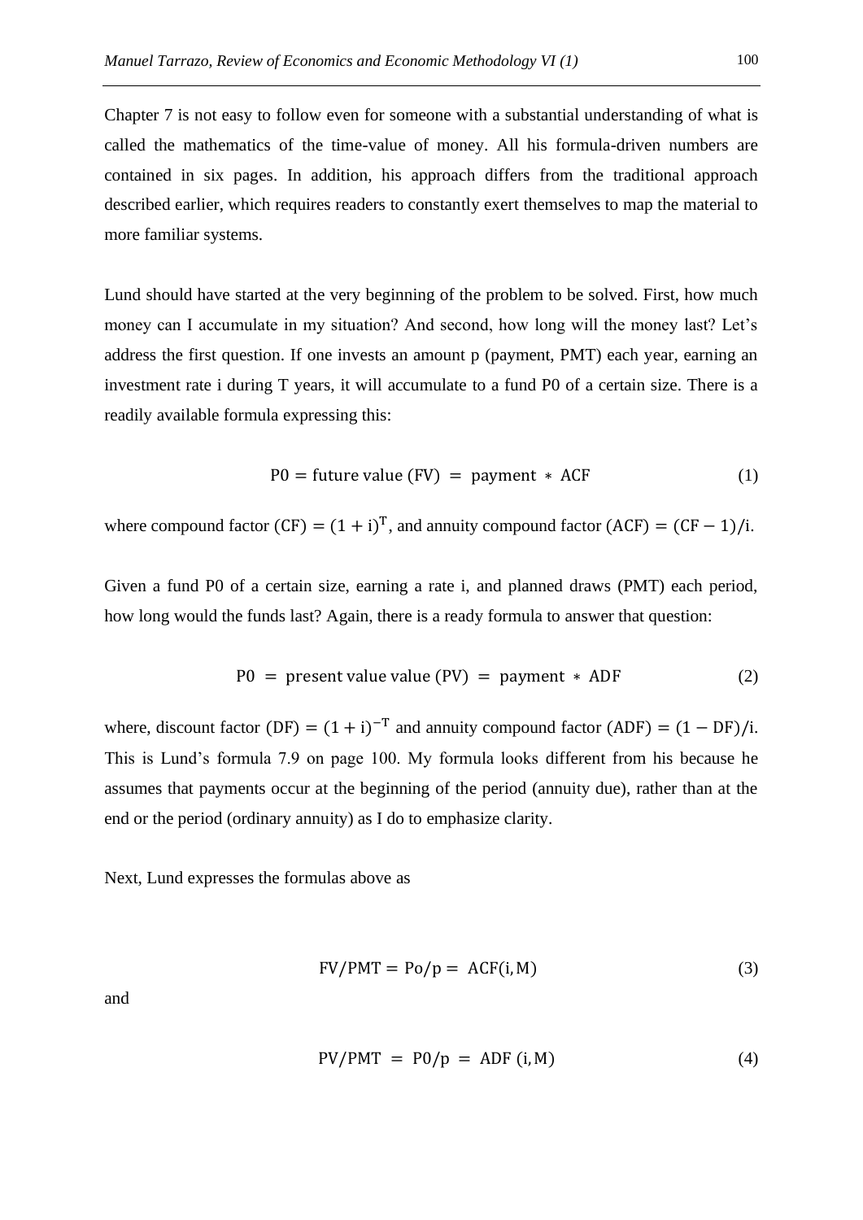Chapter 7 is not easy to follow even for someone with a substantial understanding of what is called the mathematics of the time-value of money. All his formula-driven numbers are contained in six pages. In addition, his approach differs from the traditional approach described earlier, which requires readers to constantly exert themselves to map the material to more familiar systems.

Lund should have started at the very beginning of the problem to be solved. First, how much money can I accumulate in my situation? And second, how long will the money last? Let's address the first question. If one invests an amount p (payment, PMT) each year, earning an investment rate i during T years, it will accumulate to a fund P0 of a certain size. There is a readily available formula expressing this:

$$\mathrm{P0} = \text{future value (FV)} = \text{payment} * \mathrm{ACF} \tag{1}$$

where compound factor $(\mathrm{CF}) = (1+\mathrm{i})^{\mathrm{T}}$, and annuity compound factor $(\mathrm{ACF}) = (\mathrm{CF}-1)/\mathrm{i}$.

Given a fund P0 of a certain size, earning a rate i, and planned draws (PMT) each period, how long would the funds last? Again, there is a ready formula to answer that question:

$$\mathrm{P0} = \text{present value value (PV)} = \text{payment} * \mathrm{ADF} \tag{2}$$

where, discount factor $(\mathrm{DF}) = (1+\mathrm{i})^{-\mathrm{T}}$ and annuity compound factor $(\mathrm{ADF}) = (1-\mathrm{DF})/\mathrm{i}$. This is Lund's formula 7.9 on page 100. My formula looks different from his because he assumes that payments occur at the beginning of the period (annuity due), rather than at the end or the period (ordinary annuity) as I do to emphasize clarity.

Next, Lund expresses the formulas above as

$$\mathrm{FV}/\mathrm{PMT} = \mathrm{Po}/\mathrm{p} = \mathrm{ACF}(\mathrm{i},\mathrm{M}) \tag{3}$$

and

$$\mathrm{PV}/\mathrm{PMT} = \mathrm{P0}/\mathrm{p} = \mathrm{ADF}\,(\mathrm{i},\mathrm{M}) \tag{4}$$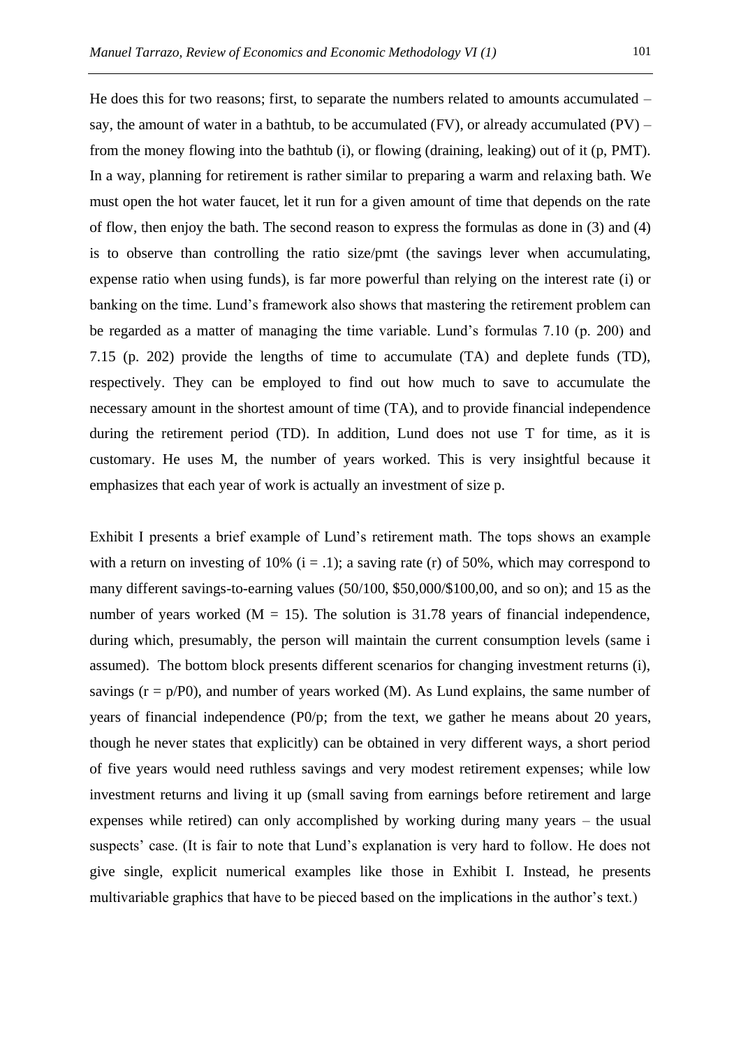He does this for two reasons; first, to separate the numbers related to amounts accumulated – say, the amount of water in a bathtub, to be accumulated (FV), or already accumulated (PV) – from the money flowing into the bathtub (i), or flowing (draining, leaking) out of it (p, PMT). In a way, planning for retirement is rather similar to preparing a warm and relaxing bath. We must open the hot water faucet, let it run for a given amount of time that depends on the rate of flow, then enjoy the bath. The second reason to express the formulas as done in (3) and (4) is to observe than controlling the ratio size/pmt (the savings lever when accumulating, expense ratio when using funds), is far more powerful than relying on the interest rate (i) or banking on the time. Lund's framework also shows that mastering the retirement problem can be regarded as a matter of managing the time variable. Lund's formulas 7.10 (p. 200) and 7.15 (p. 202) provide the lengths of time to accumulate (TA) and deplete funds (TD), respectively. They can be employed to find out how much to save to accumulate the necessary amount in the shortest amount of time (TA), and to provide financial independence during the retirement period (TD). In addition, Lund does not use T for time, as it is customary. He uses M, the number of years worked. This is very insightful because it emphasizes that each year of work is actually an investment of size p.

Exhibit I presents a brief example of Lund's retirement math. The tops shows an example with a return on investing of 10% ($i = .1$); a saving rate (r) of 50%, which may correspond to many different savings-to-earning values (50/100, \$50,000/\$100,00, and so on); and 15 as the number of years worked ($M = 15$). The solution is 31.78 years of financial independence, during which, presumably, the person will maintain the current consumption levels (same i assumed). The bottom block presents different scenarios for changing investment returns (i), savings ($r = p/P0$), and number of years worked (M). As Lund explains, the same number of years of financial independence (P0/p; from the text, we gather he means about 20 years, though he never states that explicitly) can be obtained in very different ways, a short period of five years would need ruthless savings and very modest retirement expenses; while low investment returns and living it up (small saving from earnings before retirement and large expenses while retired) can only accomplished by working during many years – the usual suspects' case. (It is fair to note that Lund's explanation is very hard to follow. He does not give single, explicit numerical examples like those in Exhibit I. Instead, he presents multivariable graphics that have to be pieced based on the implications in the author's text.)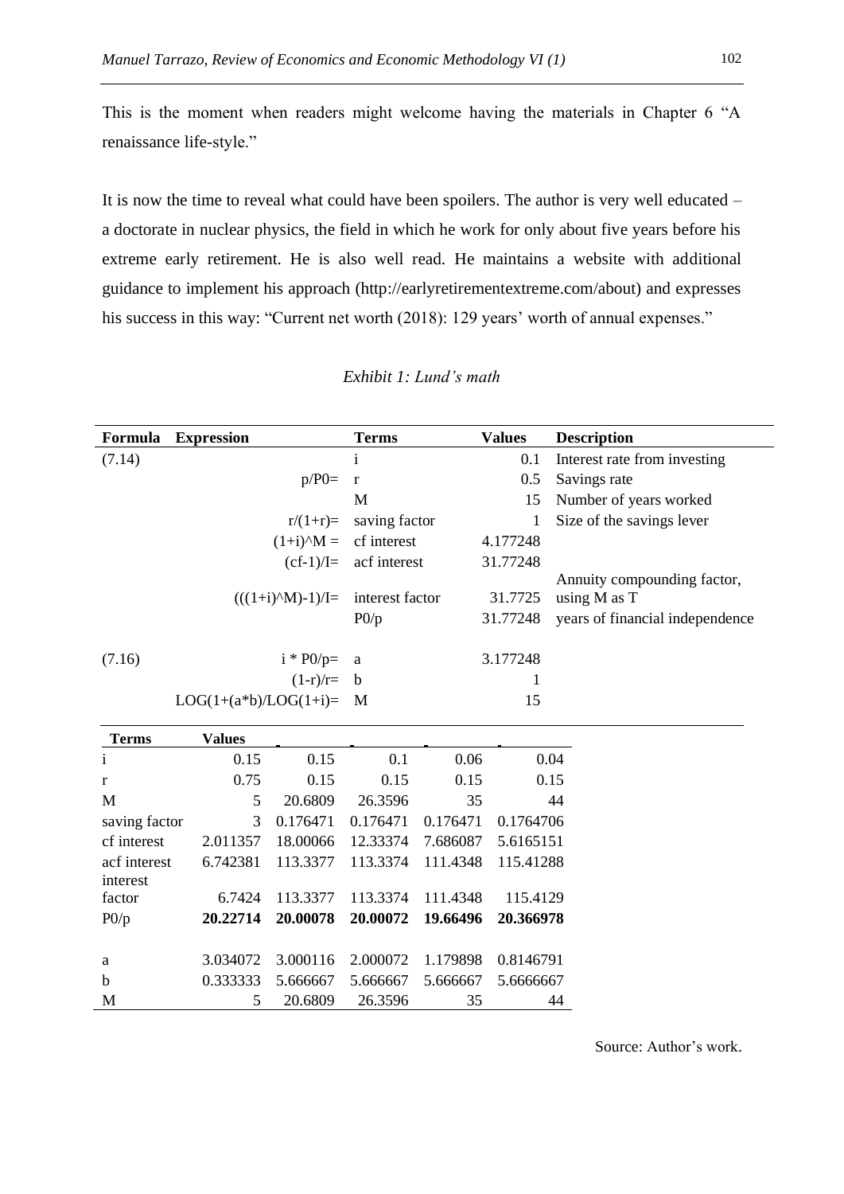This is the moment when readers might welcome having the materials in Chapter 6 "A renaissance life-style."

It is now the time to reveal what could have been spoilers. The author is very well educated – a doctorate in nuclear physics, the field in which he work for only about five years before his extreme early retirement. He is also well read. He maintains a website with additional guidance to implement his approach (http://earlyretirementextreme.com/about) and expresses his success in this way: "Current net worth (2018): 129 years' worth of annual expenses."

*Exhibit 1: Lund's math*

| Formula | Expression | Terms | Values | Description |
|---|---|---|---|---|
| (7.14) | | i | 0.1 | Interest rate from investing |
| | p/P0= | r | 0.5 | Savings rate |
| | | M | 15 | Number of years worked |
| | r/(1+r)= | saving factor | 1 | Size of the savings lever |
| | (1+i)^M = | cf interest | 4.177248 | |
| | (cf-1)/I= | acf interest | 31.77248 | |
| | (((1+i)^M)-1)/I= | interest factor | 31.7725 | Annuity compounding factor, using M as T |
| | | P0/p | 31.77248 | years of financial independence |
| (7.16) | i * P0/p= | a | 3.177248 | |
| | (1-r)/r= | b | 1 | |
| | LOG(1+(a*b)/LOG(1+i)= | M | 15 | |

| Terms | Values | | | | |
|---|---|---|---|---|---|
| i | 0.15 | 0.15 | 0.1 | 0.06 | 0.04 |
| r | 0.75 | 0.15 | 0.15 | 0.15 | 0.15 |
| M | 5 | 20.6809 | 26.3596 | 35 | 44 |
| saving factor | 3 | 0.176471 | 0.176471 | 0.176471 | 0.1764706 |
| cf interest | 2.011357 | 18.00066 | 12.33374 | 7.686087 | 5.6165151 |
| acf interest | 6.742381 | 113.3377 | 113.3374 | 111.4348 | 115.41288 |
| interest factor | 6.7424 | 113.3377 | 113.3374 | 111.4348 | 115.4129 |
| **P0/p** | **20.22714** | **20.00078** | **20.00072** | **19.66496** | **20.366978** |
| a | 3.034072 | 3.000116 | 2.000072 | 1.179898 | 0.8146791 |
| b | 0.333333 | 5.666667 | 5.666667 | 5.666667 | 5.6666667 |
| M | 5 | 20.6809 | 26.3596 | 35 | 44 |

Source: Author's work.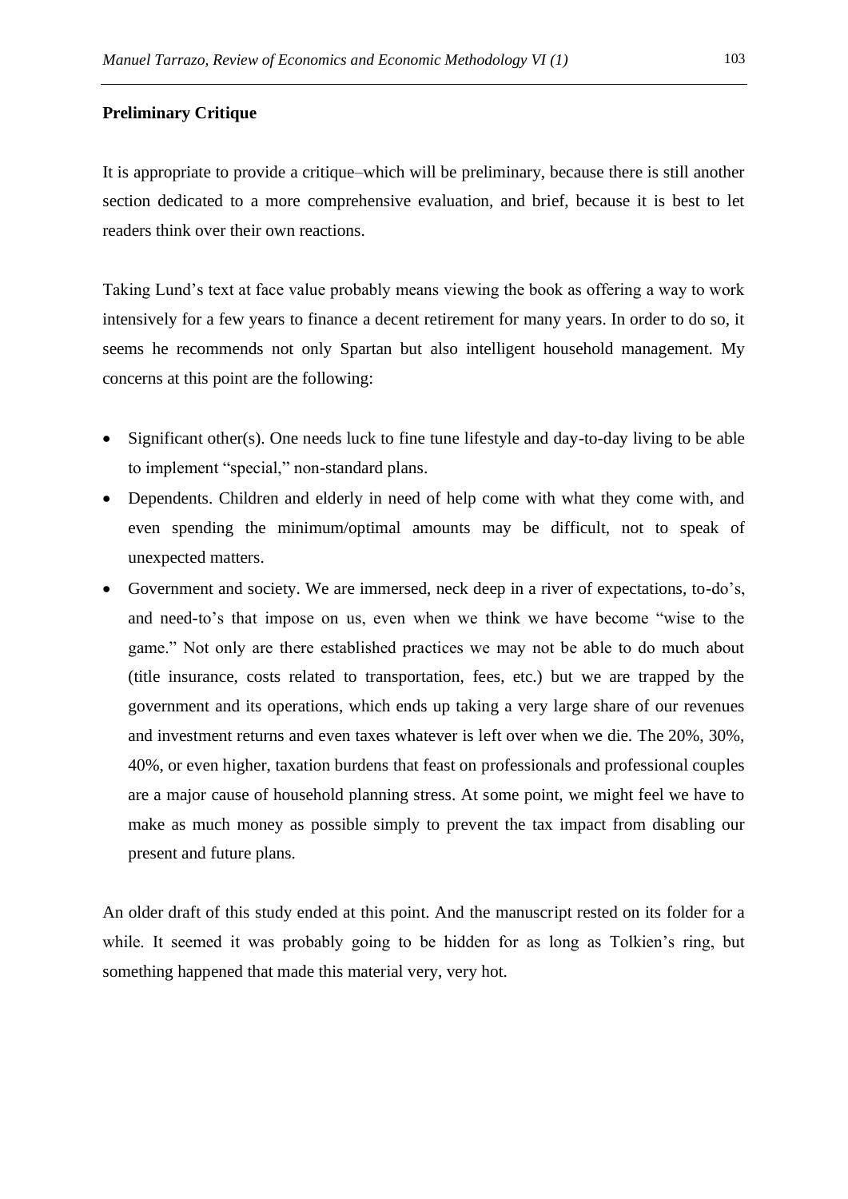**Preliminary Critique**

It is appropriate to provide a critique–which will be preliminary, because there is still another section dedicated to a more comprehensive evaluation, and brief, because it is best to let readers think over their own reactions.

Taking Lund's text at face value probably means viewing the book as offering a way to work intensively for a few years to finance a decent retirement for many years. In order to do so, it seems he recommends not only Spartan but also intelligent household management. My concerns at this point are the following:

- Significant other(s). One needs luck to fine tune lifestyle and day-to-day living to be able to implement "special," non-standard plans.
- Dependents. Children and elderly in need of help come with what they come with, and even spending the minimum/optimal amounts may be difficult, not to speak of unexpected matters.
- Government and society. We are immersed, neck deep in a river of expectations, to-do's, and need-to's that impose on us, even when we think we have become "wise to the game." Not only are there established practices we may not be able to do much about (title insurance, costs related to transportation, fees, etc.) but we are trapped by the government and its operations, which ends up taking a very large share of our revenues and investment returns and even taxes whatever is left over when we die. The 20%, 30%, 40%, or even higher, taxation burdens that feast on professionals and professional couples are a major cause of household planning stress. At some point, we might feel we have to make as much money as possible simply to prevent the tax impact from disabling our present and future plans.

An older draft of this study ended at this point. And the manuscript rested on its folder for a while. It seemed it was probably going to be hidden for as long as Tolkien's ring, but something happened that made this material very, very hot.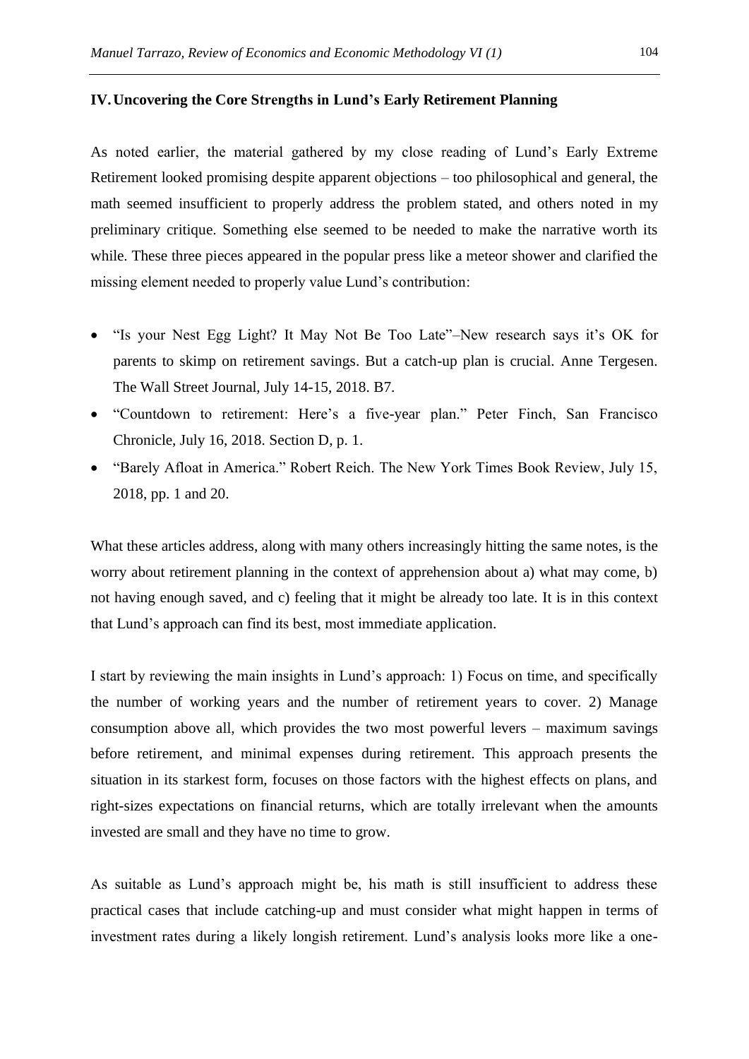## IV. Uncovering the Core Strengths in Lund's Early Retirement Planning

As noted earlier, the material gathered by my close reading of Lund's Early Extreme Retirement looked promising despite apparent objections – too philosophical and general, the math seemed insufficient to properly address the problem stated, and others noted in my preliminary critique. Something else seemed to be needed to make the narrative worth its while. These three pieces appeared in the popular press like a meteor shower and clarified the missing element needed to properly value Lund's contribution:

- "Is your Nest Egg Light? It May Not Be Too Late"–New research says it's OK for parents to skimp on retirement savings. But a catch-up plan is crucial. Anne Tergesen. The Wall Street Journal, July 14-15, 2018. B7.
- "Countdown to retirement: Here's a five-year plan." Peter Finch, San Francisco Chronicle, July 16, 2018. Section D, p. 1.
- "Barely Afloat in America." Robert Reich. The New York Times Book Review, July 15, 2018, pp. 1 and 20.

What these articles address, along with many others increasingly hitting the same notes, is the worry about retirement planning in the context of apprehension about a) what may come, b) not having enough saved, and c) feeling that it might be already too late. It is in this context that Lund's approach can find its best, most immediate application.

I start by reviewing the main insights in Lund's approach: 1) Focus on time, and specifically the number of working years and the number of retirement years to cover. 2) Manage consumption above all, which provides the two most powerful levers – maximum savings before retirement, and minimal expenses during retirement. This approach presents the situation in its starkest form, focuses on those factors with the highest effects on plans, and right-sizes expectations on financial returns, which are totally irrelevant when the amounts invested are small and they have no time to grow.

As suitable as Lund's approach might be, his math is still insufficient to address these practical cases that include catching-up and must consider what might happen in terms of investment rates during a likely longish retirement. Lund's analysis looks more like a one-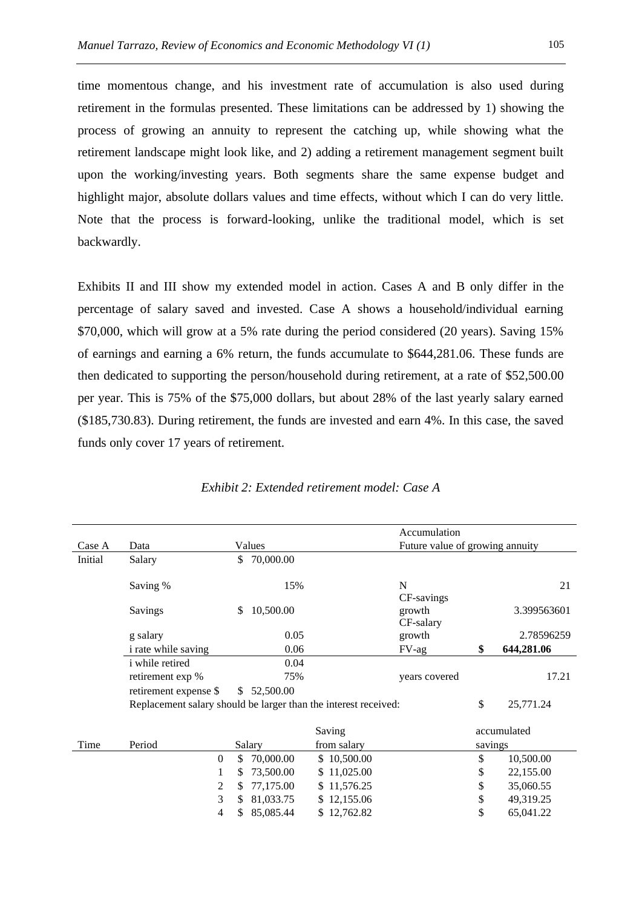time momentous change, and his investment rate of accumulation is also used during retirement in the formulas presented. These limitations can be addressed by 1) showing the process of growing an annuity to represent the catching up, while showing what the retirement landscape might look like, and 2) adding a retirement management segment built upon the working/investing years. Both segments share the same expense budget and highlight major, absolute dollars values and time effects, without which I can do very little. Note that the process is forward-looking, unlike the traditional model, which is set backwardly.

Exhibits II and III show my extended model in action. Cases A and B only differ in the percentage of salary saved and invested. Case A shows a household/individual earning $70,000, which will grow at a 5% rate during the period considered (20 years). Saving 15% of earnings and earning a 6% return, the funds accumulate to $644,281.06. These funds are then dedicated to supporting the person/household during retirement, at a rate of $52,500.00 per year. This is 75% of the $75,000 dollars, but about 28% of the last yearly salary earned ($185,730.83). During retirement, the funds are invested and earn 4%. In this case, the saved funds only cover 17 years of retirement.

*Exhibit 2: Extended retirement model: Case A*

| Case A | Data | Values | Accumulation<br>Future value of growing annuity | |
|---|---|---|---|---|
| Initial | Salary | $ 70,000.00 | | |
| | Saving % | 15% | N | 21 |
| | Savings | $ 10,500.00 | CF-savings growth | 3.399563601 |
| | g salary | 0.05 | CF-salary growth | 2.78596259 |
| | i rate while saving | 0.06 | FV-ag | **$ 644,281.06** |
| | i while retired | 0.04 | | |
| | retirement exp % | 75% | years covered | 17.21 |
| | retirement expense $ | $ 52,500.00 | | |
| | Replacement salary should be larger than the interest received: | | | $ 25,771.24 |

| Time | Period | Salary | Saving from salary | accumulated savings |
|---|---|---|---|---|
| | 0 | $ 70,000.00 | $ 10,500.00 | $ 10,500.00 |
| | 1 | $ 73,500.00 | $ 11,025.00 | $ 22,155.00 |
| | 2 | $ 77,175.00 | $ 11,576.25 | $ 35,060.55 |
| | 3 | $ 81,033.75 | $ 12,155.06 | $ 49,319.25 |
| | 4 | $ 85,085.44 | $ 12,762.82 | $ 65,041.22 |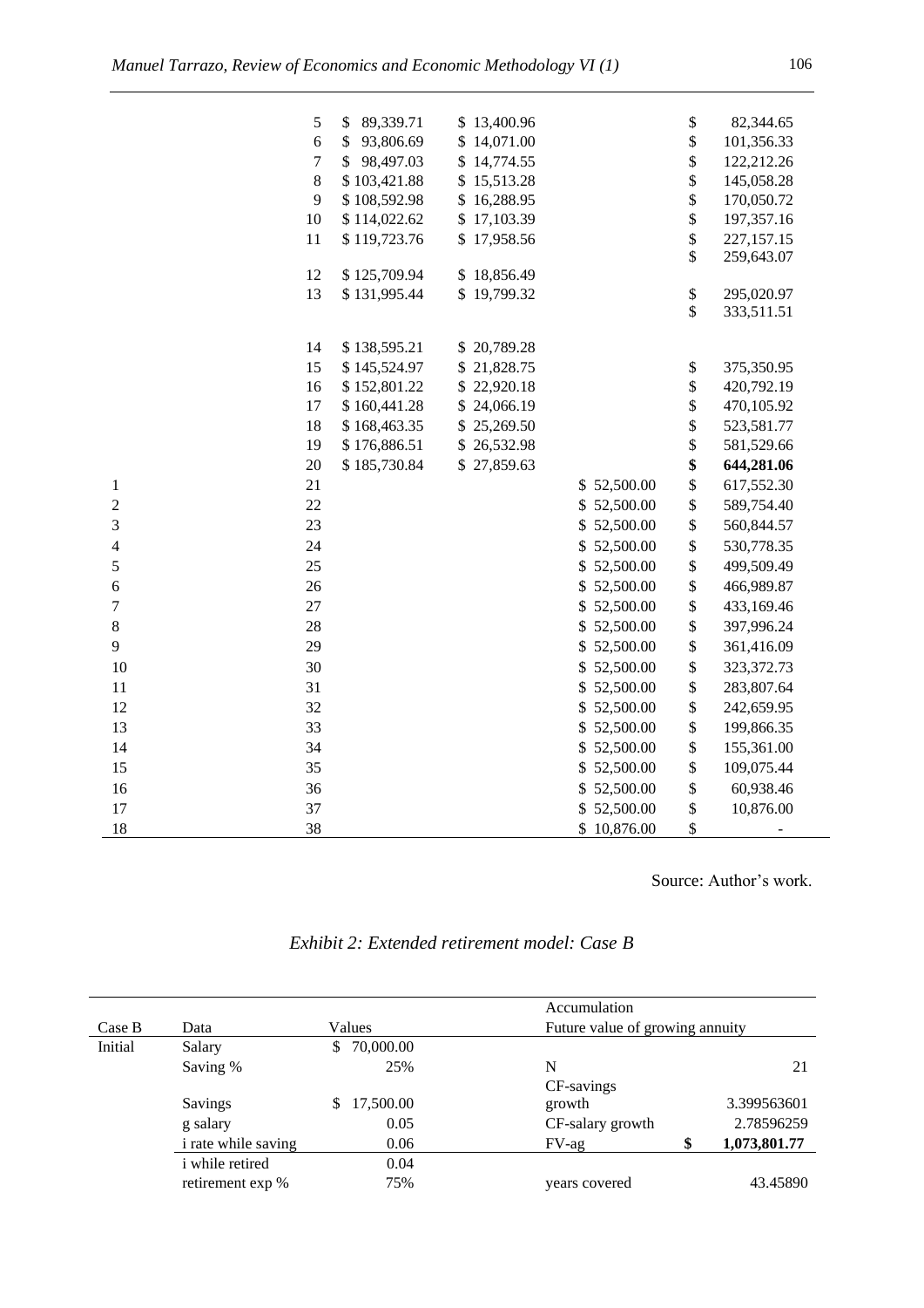| | | | | | |
|---|---|---|---|---|---|
| | 5 | $ 89,339.71 | $ 13,400.96 | | $ 82,344.65 |
| | 6 | $ 93,806.69 | $ 14,071.00 | | $ 101,356.33 |
| | 7 | $ 98,497.03 | $ 14,774.55 | | $ 122,212.26 |
| | 8 | $ 103,421.88 | $ 15,513.28 | | $ 145,058.28 |
| | 9 | $ 108,592.98 | $ 16,288.95 | | $ 170,050.72 |
| | 10 | $ 114,022.62 | $ 17,103.39 | | $ 197,357.16 |
| | 11 | $ 119,723.76 | $ 17,958.56 | | $ 227,157.15 |
| | 12 | $ 125,709.94 | $ 18,856.49 | | $ 259,643.07 |
| | 13 | $ 131,995.44 | $ 19,799.32 | | $ 295,020.97 |
| | 14 | $ 138,595.21 | $ 20,789.28 | | $ 333,511.51 |
| | 15 | $ 145,524.97 | $ 21,828.75 | | $ 375,350.95 |
| | 16 | $ 152,801.22 | $ 22,920.18 | | $ 420,792.19 |
| | 17 | $ 160,441.28 | $ 24,066.19 | | $ 470,105.92 |
| | 18 | $ 168,463.35 | $ 25,269.50 | | $ 523,581.77 |
| | 19 | $ 176,886.51 | $ 26,532.98 | | $ 581,529.66 |
| | 20 | $ 185,730.84 | $ 27,859.63 | | **$ 644,281.06** |
| 1 | 21 | | | $ 52,500.00 | $ 617,552.30 |
| 2 | 22 | | | $ 52,500.00 | $ 589,754.40 |
| 3 | 23 | | | $ 52,500.00 | $ 560,844.57 |
| 4 | 24 | | | $ 52,500.00 | $ 530,778.35 |
| 5 | 25 | | | $ 52,500.00 | $ 499,509.49 |
| 6 | 26 | | | $ 52,500.00 | $ 466,989.87 |
| 7 | 27 | | | $ 52,500.00 | $ 433,169.46 |
| 8 | 28 | | | $ 52,500.00 | $ 397,996.24 |
| 9 | 29 | | | $ 52,500.00 | $ 361,416.09 |
| 10 | 30 | | | $ 52,500.00 | $ 323,372.73 |
| 11 | 31 | | | $ 52,500.00 | $ 283,807.64 |
| 12 | 32 | | | $ 52,500.00 | $ 242,659.95 |
| 13 | 33 | | | $ 52,500.00 | $ 199,866.35 |
| 14 | 34 | | | $ 52,500.00 | $ 155,361.00 |
| 15 | 35 | | | $ 52,500.00 | $ 109,075.44 |
| 16 | 36 | | | $ 52,500.00 | $ 60,938.46 |
| 17 | 37 | | | $ 52,500.00 | $ 10,876.00 |
| 18 | 38 | | | $ 10,876.00 | $ - |

Source: Author's work.

*Exhibit 2: Extended retirement model: Case B*

| Case B | Data | Values | Accumulation<br>Future value of growing annuity | |
|---|---|---|---|---|
| Initial | Salary | $ 70,000.00 | | |
| | Saving % | 25% | N | 21 |
| | Savings | $ 17,500.00 | CF-savings growth | 3.399563601 |
| | g salary | 0.05 | CF-salary growth | 2.78596259 |
| | i rate while saving | 0.06 | FV-ag | **$ 1,073,801.77** |
| | i while retired | 0.04 | | |
| | retirement exp % | 75% | years covered | 43.45890 |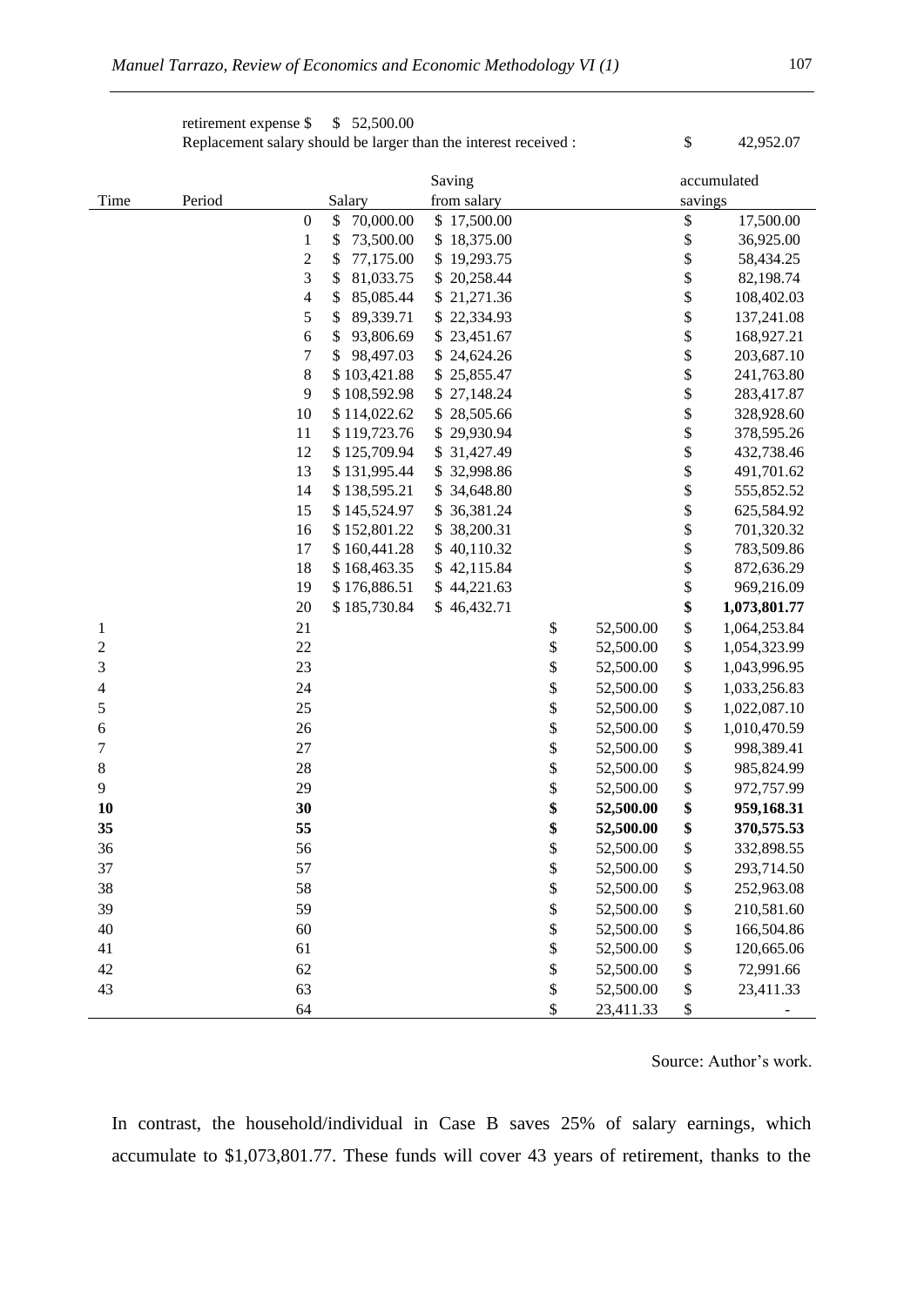retirement expense $ $ 52,500.00

Replacement salary should be larger than the interest received : $ 42,952.07

| Time | Period | Salary | Saving from salary | | accumulated savings |
|---|---|---|---|---|---|
| | 0 | $ 70,000.00 | $ 17,500.00 | | $ 17,500.00 |
| | 1 | $ 73,500.00 | $ 18,375.00 | | $ 36,925.00 |
| | 2 | $ 77,175.00 | $ 19,293.75 | | $ 58,434.25 |
| | 3 | $ 81,033.75 | $ 20,258.44 | | $ 82,198.74 |
| | 4 | $ 85,085.44 | $ 21,271.36 | | $ 108,402.03 |
| | 5 | $ 89,339.71 | $ 22,334.93 | | $ 137,241.08 |
| | 6 | $ 93,806.69 | $ 23,451.67 | | $ 168,927.21 |
| | 7 | $ 98,497.03 | $ 24,624.26 | | $ 203,687.10 |
| | 8 | $ 103,421.88 | $ 25,855.47 | | $ 241,763.80 |
| | 9 | $ 108,592.98 | $ 27,148.24 | | $ 283,417.87 |
| | 10 | $ 114,022.62 | $ 28,505.66 | | $ 328,928.60 |
| | 11 | $ 119,723.76 | $ 29,930.94 | | $ 378,595.26 |
| | 12 | $ 125,709.94 | $ 31,427.49 | | $ 432,738.46 |
| | 13 | $ 131,995.44 | $ 32,998.86 | | $ 491,701.62 |
| | 14 | $ 138,595.21 | $ 34,648.80 | | $ 555,852.52 |
| | 15 | $ 145,524.97 | $ 36,381.24 | | $ 625,584.92 |
| | 16 | $ 152,801.22 | $ 38,200.31 | | $ 701,320.32 |
| | 17 | $ 160,441.28 | $ 40,110.32 | | $ 783,509.86 |
| | 18 | $ 168,463.35 | $ 42,115.84 | | $ 872,636.29 |
| | 19 | $ 176,886.51 | $ 44,221.63 | | $ 969,216.09 |
| | 20 | $ 185,730.84 | $ 46,432.71 | | **$ 1,073,801.77** |
| 1 | 21 | | | $ 52,500.00 | $ 1,064,253.84 |
| 2 | 22 | | | $ 52,500.00 | $ 1,054,323.99 |
| 3 | 23 | | | $ 52,500.00 | $ 1,043,996.95 |
| 4 | 24 | | | $ 52,500.00 | $ 1,033,256.83 |
| 5 | 25 | | | $ 52,500.00 | $ 1,022,087.10 |
| 6 | 26 | | | $ 52,500.00 | $ 1,010,470.59 |
| 7 | 27 | | | $ 52,500.00 | $ 998,389.41 |
| 8 | 28 | | | $ 52,500.00 | $ 985,824.99 |
| 9 | 29 | | | $ 52,500.00 | $ 972,757.99 |
| **10** | **30** | | | **$ 52,500.00** | **$ 959,168.31** |
| **35** | **55** | | | **$ 52,500.00** | **$ 370,575.53** |
| 36 | 56 | | | $ 52,500.00 | $ 332,898.55 |
| 37 | 57 | | | $ 52,500.00 | $ 293,714.50 |
| 38 | 58 | | | $ 52,500.00 | $ 252,963.08 |
| 39 | 59 | | | $ 52,500.00 | $ 210,581.60 |
| 40 | 60 | | | $ 52,500.00 | $ 166,504.86 |
| 41 | 61 | | | $ 52,500.00 | $ 120,665.06 |
| 42 | 62 | | | $ 52,500.00 | $ 72,991.66 |
| 43 | 63 | | | $ 52,500.00 | $ 23,411.33 |
| | 64 | | | $ 23,411.33 | $ - |

Source: Author's work.

In contrast, the household/individual in Case B saves 25% of salary earnings, which accumulate to $1,073,801.77. These funds will cover 43 years of retirement, thanks to the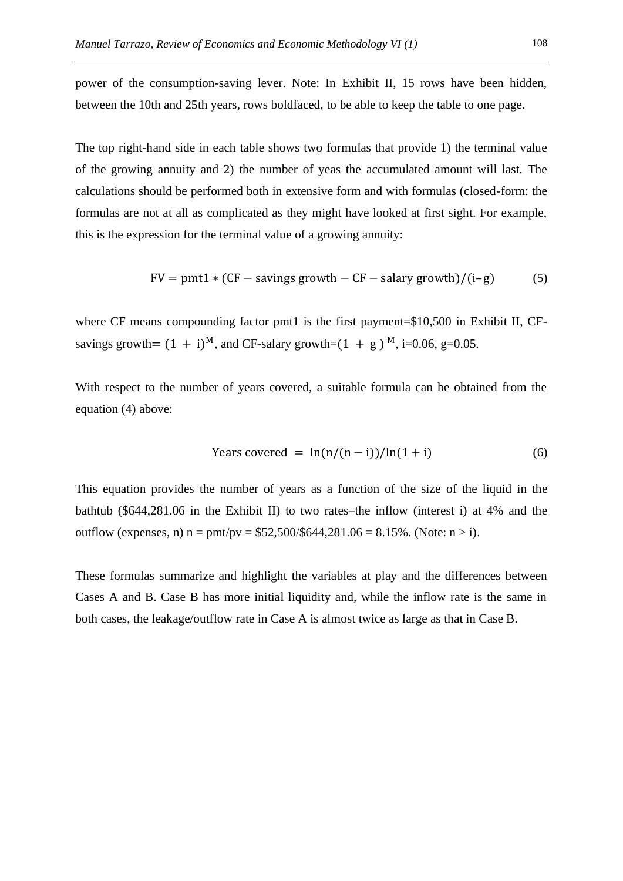power of the consumption-saving lever. Note: In Exhibit II, 15 rows have been hidden, between the 10th and 25th years, rows boldfaced, to be able to keep the table to one page.

The top right-hand side in each table shows two formulas that provide 1) the terminal value of the growing annuity and 2) the number of yeas the accumulated amount will last. The calculations should be performed both in extensive form and with formulas (closed-form: the formulas are not at all as complicated as they might have looked at first sight. For example, this is the expression for the terminal value of a growing annuity:

$$\mathrm{FV} = \mathrm{pmt1} * (\mathrm{CF} - \text{savings growth} - \mathrm{CF} - \text{salary growth})/(\mathrm{i} - \mathrm{g}) \qquad (5)$$

where CF means compounding factor pmt1 is the first payment=$10,500 in Exhibit II, CF-savings growth= $(1 + \mathrm{i})^{\mathrm{M}}$, and CF-salary growth=$(1 + \mathrm{g})^{\mathrm{M}}$, i=0.06, g=0.05.

With respect to the number of years covered, a suitable formula can be obtained from the equation (4) above:

$$\text{Years covered} = \ln(\mathrm{n}/(\mathrm{n} - \mathrm{i}))/\ln(1 + \mathrm{i}) \qquad (6)$$

This equation provides the number of years as a function of the size of the liquid in the bathtub ($644,281.06 in the Exhibit II) to two rates–the inflow (interest i) at 4% and the outflow (expenses, n) n = pmt/pv = $52,500/$644,281.06 = 8.15%. (Note: n > i).

These formulas summarize and highlight the variables at play and the differences between Cases A and B. Case B has more initial liquidity and, while the inflow rate is the same in both cases, the leakage/outflow rate in Case A is almost twice as large as that in Case B.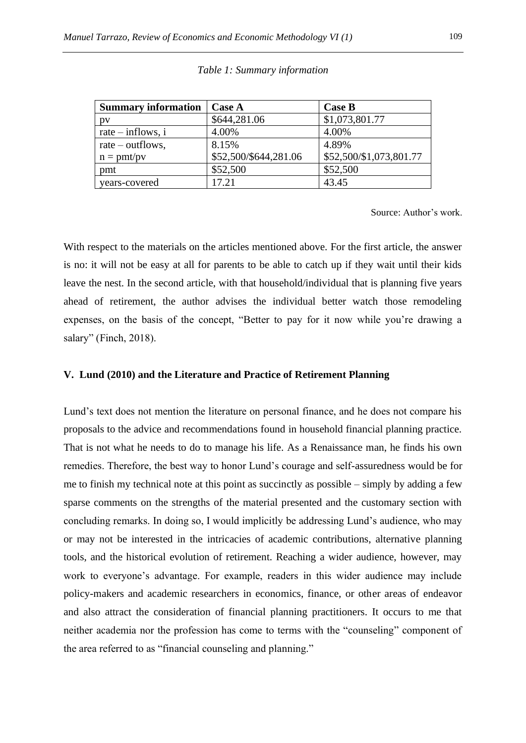*Table 1: Summary information*

| Summary information | Case A | Case B |
| --- | --- | --- |
| pv | \$644,281.06 | \$1,073,801.77 |
| rate – inflows, i | 4.00% | 4.00% |
| rate – outflows, n = pmt/pv | 8.15% \$52,500/\$644,281.06 | 4.89% \$52,500/\$1,073,801.77 |
| pmt | \$52,500 | \$52,500 |
| years-covered | 17.21 | 43.45 |

Source: Author's work.

With respect to the materials on the articles mentioned above. For the first article, the answer is no: it will not be easy at all for parents to be able to catch up if they wait until their kids leave the nest. In the second article, with that household/individual that is planning five years ahead of retirement, the author advises the individual better watch those remodeling expenses, on the basis of the concept, "Better to pay for it now while you're drawing a salary" (Finch, 2018).

## V. Lund (2010) and the Literature and Practice of Retirement Planning

Lund's text does not mention the literature on personal finance, and he does not compare his proposals to the advice and recommendations found in household financial planning practice. That is not what he needs to do to manage his life. As a Renaissance man, he finds his own remedies. Therefore, the best way to honor Lund's courage and self-assuredness would be for me to finish my technical note at this point as succinctly as possible – simply by adding a few sparse comments on the strengths of the material presented and the customary section with concluding remarks. In doing so, I would implicitly be addressing Lund's audience, who may or may not be interested in the intricacies of academic contributions, alternative planning tools, and the historical evolution of retirement. Reaching a wider audience, however, may work to everyone's advantage. For example, readers in this wider audience may include policy-makers and academic researchers in economics, finance, or other areas of endeavor and also attract the consideration of financial planning practitioners. It occurs to me that neither academia nor the profession has come to terms with the "counseling" component of the area referred to as "financial counseling and planning."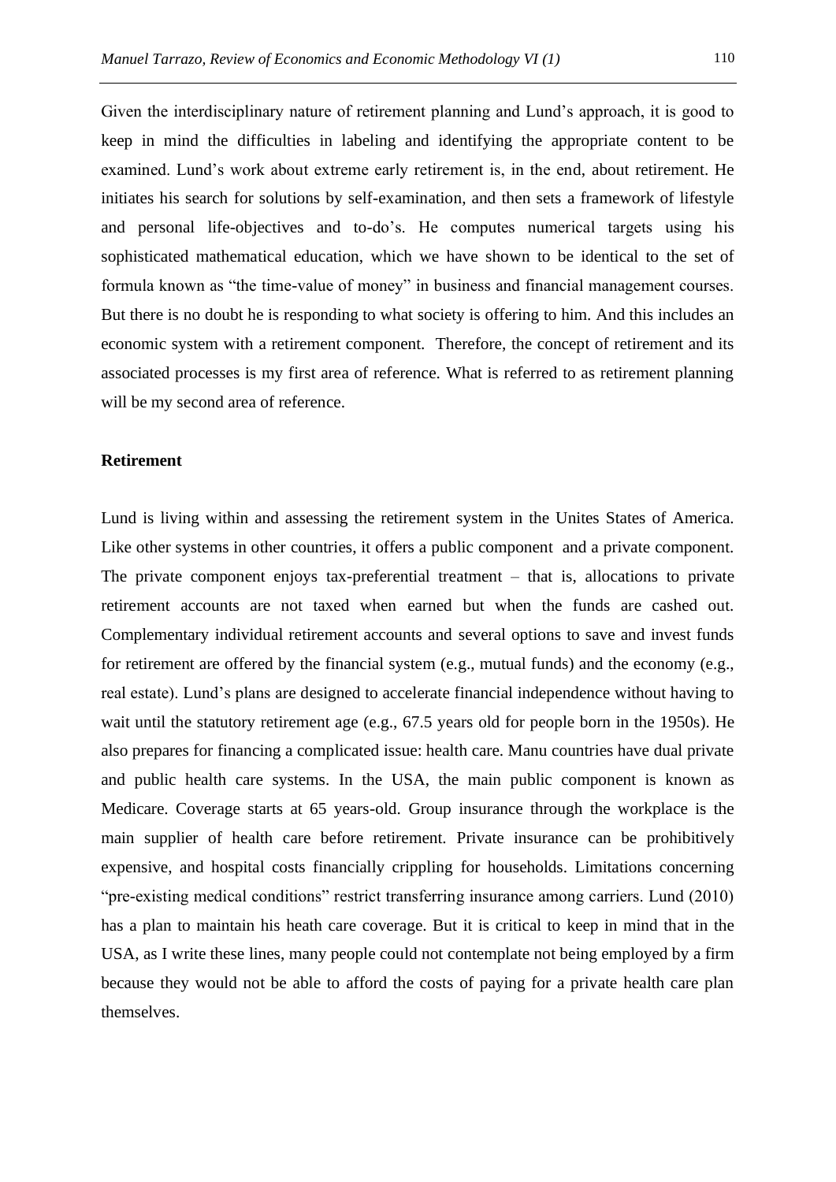Given the interdisciplinary nature of retirement planning and Lund's approach, it is good to keep in mind the difficulties in labeling and identifying the appropriate content to be examined. Lund's work about extreme early retirement is, in the end, about retirement. He initiates his search for solutions by self-examination, and then sets a framework of lifestyle and personal life-objectives and to-do's. He computes numerical targets using his sophisticated mathematical education, which we have shown to be identical to the set of formula known as "the time-value of money" in business and financial management courses. But there is no doubt he is responding to what society is offering to him. And this includes an economic system with a retirement component. Therefore, the concept of retirement and its associated processes is my first area of reference. What is referred to as retirement planning will be my second area of reference.

**Retirement**

Lund is living within and assessing the retirement system in the Unites States of America. Like other systems in other countries, it offers a public component and a private component. The private component enjoys tax-preferential treatment – that is, allocations to private retirement accounts are not taxed when earned but when the funds are cashed out. Complementary individual retirement accounts and several options to save and invest funds for retirement are offered by the financial system (e.g., mutual funds) and the economy (e.g., real estate). Lund's plans are designed to accelerate financial independence without having to wait until the statutory retirement age (e.g., 67.5 years old for people born in the 1950s). He also prepares for financing a complicated issue: health care. Manu countries have dual private and public health care systems. In the USA, the main public component is known as Medicare. Coverage starts at 65 years-old. Group insurance through the workplace is the main supplier of health care before retirement. Private insurance can be prohibitively expensive, and hospital costs financially crippling for households. Limitations concerning "pre-existing medical conditions" restrict transferring insurance among carriers. Lund (2010) has a plan to maintain his heath care coverage. But it is critical to keep in mind that in the USA, as I write these lines, many people could not contemplate not being employed by a firm because they would not be able to afford the costs of paying for a private health care plan themselves.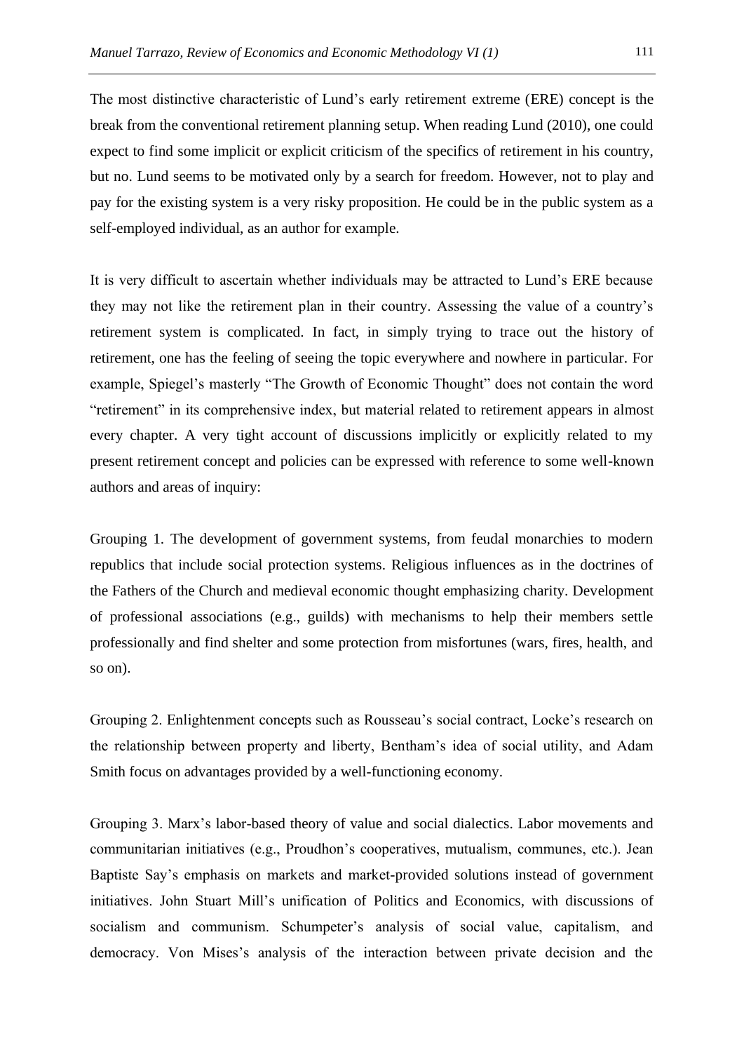The most distinctive characteristic of Lund's early retirement extreme (ERE) concept is the break from the conventional retirement planning setup. When reading Lund (2010), one could expect to find some implicit or explicit criticism of the specifics of retirement in his country, but no. Lund seems to be motivated only by a search for freedom. However, not to play and pay for the existing system is a very risky proposition. He could be in the public system as a self-employed individual, as an author for example.

It is very difficult to ascertain whether individuals may be attracted to Lund's ERE because they may not like the retirement plan in their country. Assessing the value of a country's retirement system is complicated. In fact, in simply trying to trace out the history of retirement, one has the feeling of seeing the topic everywhere and nowhere in particular. For example, Spiegel's masterly "The Growth of Economic Thought" does not contain the word "retirement" in its comprehensive index, but material related to retirement appears in almost every chapter. A very tight account of discussions implicitly or explicitly related to my present retirement concept and policies can be expressed with reference to some well-known authors and areas of inquiry:

Grouping 1. The development of government systems, from feudal monarchies to modern republics that include social protection systems. Religious influences as in the doctrines of the Fathers of the Church and medieval economic thought emphasizing charity. Development of professional associations (e.g., guilds) with mechanisms to help their members settle professionally and find shelter and some protection from misfortunes (wars, fires, health, and so on).

Grouping 2. Enlightenment concepts such as Rousseau's social contract, Locke's research on the relationship between property and liberty, Bentham's idea of social utility, and Adam Smith focus on advantages provided by a well-functioning economy.

Grouping 3. Marx's labor-based theory of value and social dialectics. Labor movements and communitarian initiatives (e.g., Proudhon's cooperatives, mutualism, communes, etc.). Jean Baptiste Say's emphasis on markets and market-provided solutions instead of government initiatives. John Stuart Mill's unification of Politics and Economics, with discussions of socialism and communism. Schumpeter's analysis of social value, capitalism, and democracy. Von Mises's analysis of the interaction between private decision and the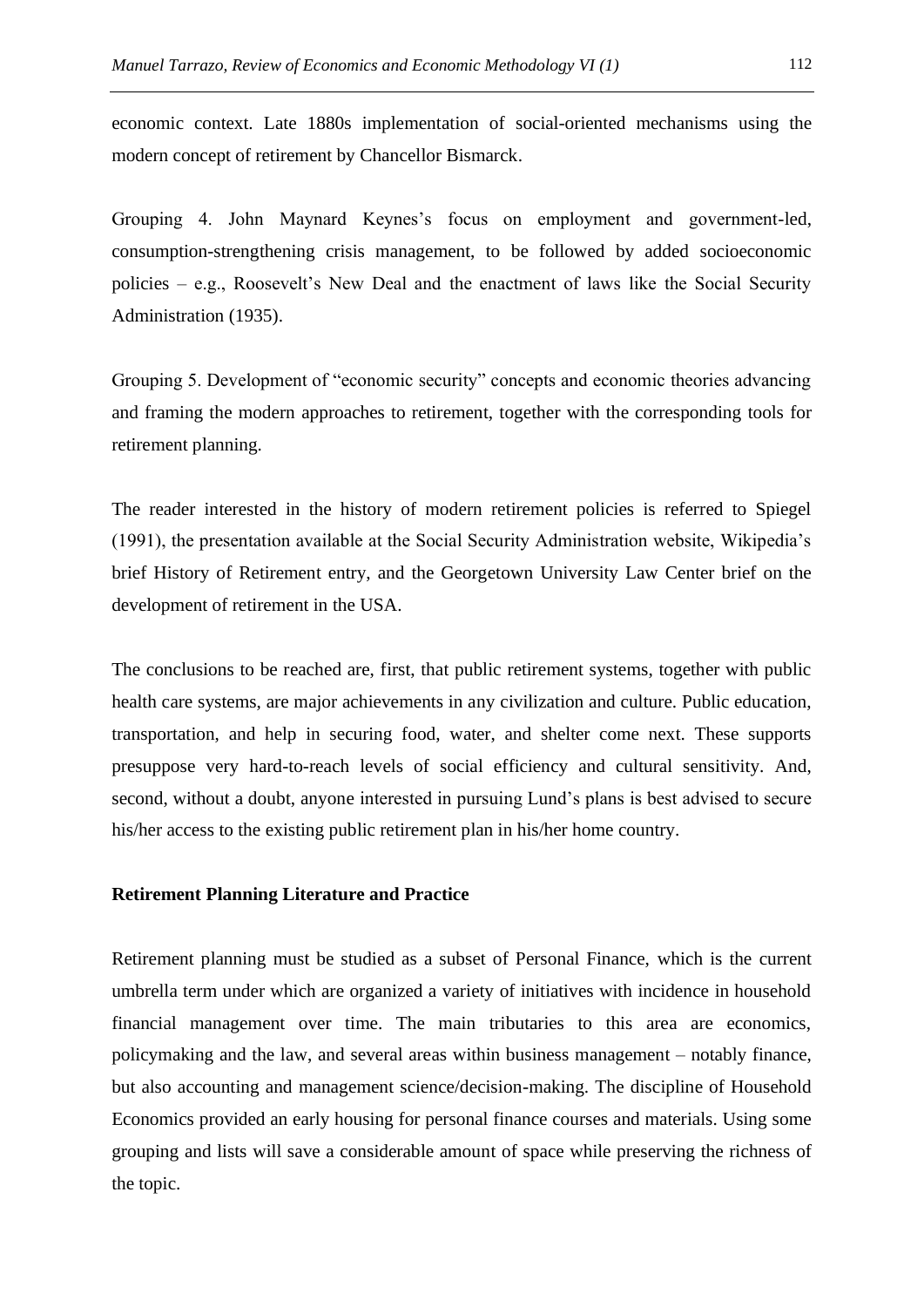economic context. Late 1880s implementation of social-oriented mechanisms using the modern concept of retirement by Chancellor Bismarck.

Grouping 4. John Maynard Keynes's focus on employment and government-led, consumption-strengthening crisis management, to be followed by added socioeconomic policies – e.g., Roosevelt's New Deal and the enactment of laws like the Social Security Administration (1935).

Grouping 5. Development of "economic security" concepts and economic theories advancing and framing the modern approaches to retirement, together with the corresponding tools for retirement planning.

The reader interested in the history of modern retirement policies is referred to Spiegel (1991), the presentation available at the Social Security Administration website, Wikipedia's brief History of Retirement entry, and the Georgetown University Law Center brief on the development of retirement in the USA.

The conclusions to be reached are, first, that public retirement systems, together with public health care systems, are major achievements in any civilization and culture. Public education, transportation, and help in securing food, water, and shelter come next. These supports presuppose very hard-to-reach levels of social efficiency and cultural sensitivity. And, second, without a doubt, anyone interested in pursuing Lund's plans is best advised to secure his/her access to the existing public retirement plan in his/her home country.

**Retirement Planning Literature and Practice**

Retirement planning must be studied as a subset of Personal Finance, which is the current umbrella term under which are organized a variety of initiatives with incidence in household financial management over time. The main tributaries to this area are economics, policymaking and the law, and several areas within business management – notably finance, but also accounting and management science/decision-making. The discipline of Household Economics provided an early housing for personal finance courses and materials. Using some grouping and lists will save a considerable amount of space while preserving the richness of the topic.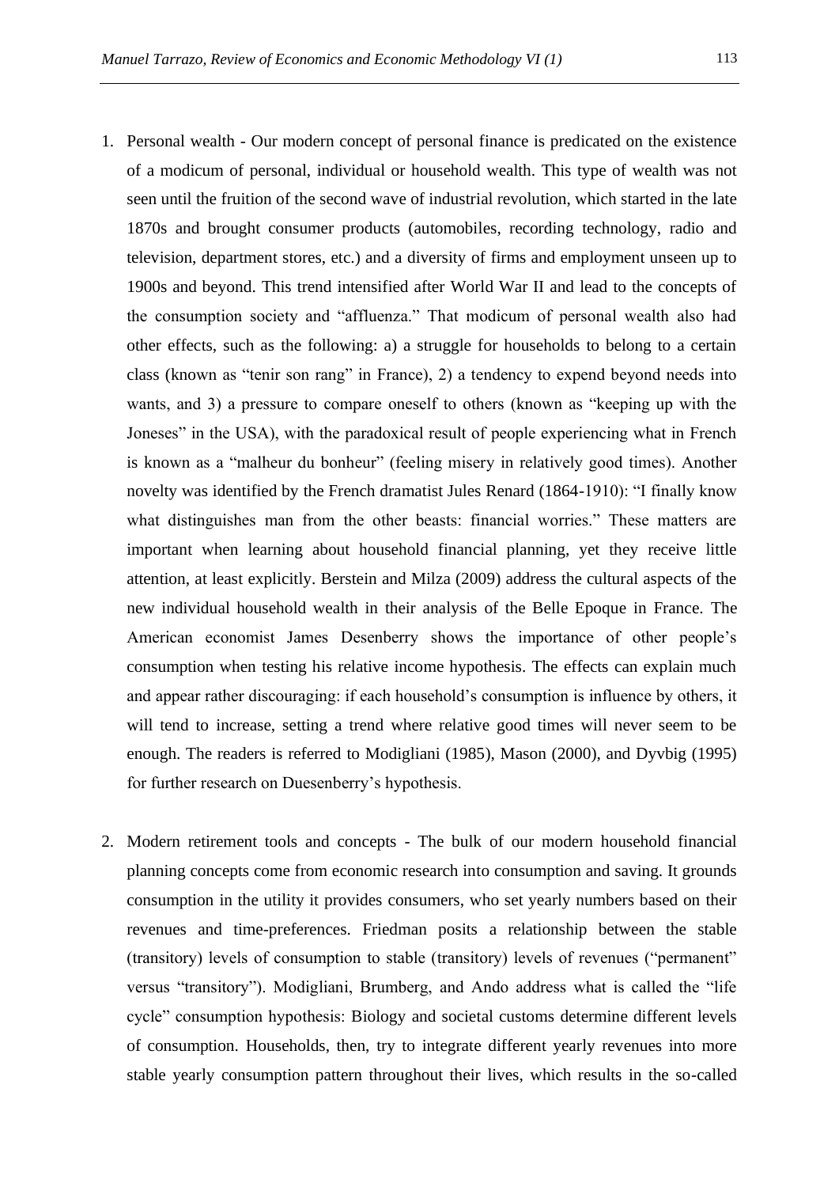1. Personal wealth - Our modern concept of personal finance is predicated on the existence of a modicum of personal, individual or household wealth. This type of wealth was not seen until the fruition of the second wave of industrial revolution, which started in the late 1870s and brought consumer products (automobiles, recording technology, radio and television, department stores, etc.) and a diversity of firms and employment unseen up to 1900s and beyond. This trend intensified after World War II and lead to the concepts of the consumption society and "affluenza." That modicum of personal wealth also had other effects, such as the following: a) a struggle for households to belong to a certain class (known as "tenir son rang" in France), 2) a tendency to expend beyond needs into wants, and 3) a pressure to compare oneself to others (known as "keeping up with the Joneses" in the USA), with the paradoxical result of people experiencing what in French is known as a "malheur du bonheur" (feeling misery in relatively good times). Another novelty was identified by the French dramatist Jules Renard (1864-1910): "I finally know what distinguishes man from the other beasts: financial worries." These matters are important when learning about household financial planning, yet they receive little attention, at least explicitly. Berstein and Milza (2009) address the cultural aspects of the new individual household wealth in their analysis of the Belle Epoque in France. The American economist James Desenberry shows the importance of other people's consumption when testing his relative income hypothesis. The effects can explain much and appear rather discouraging: if each household's consumption is influence by others, it will tend to increase, setting a trend where relative good times will never seem to be enough. The readers is referred to Modigliani (1985), Mason (2000), and Dyvbig (1995) for further research on Duesenberry's hypothesis.

2. Modern retirement tools and concepts - The bulk of our modern household financial planning concepts come from economic research into consumption and saving. It grounds consumption in the utility it provides consumers, who set yearly numbers based on their revenues and time-preferences. Friedman posits a relationship between the stable (transitory) levels of consumption to stable (transitory) levels of revenues ("permanent" versus "transitory"). Modigliani, Brumberg, and Ando address what is called the "life cycle" consumption hypothesis: Biology and societal customs determine different levels of consumption. Households, then, try to integrate different yearly revenues into more stable yearly consumption pattern throughout their lives, which results in the so-called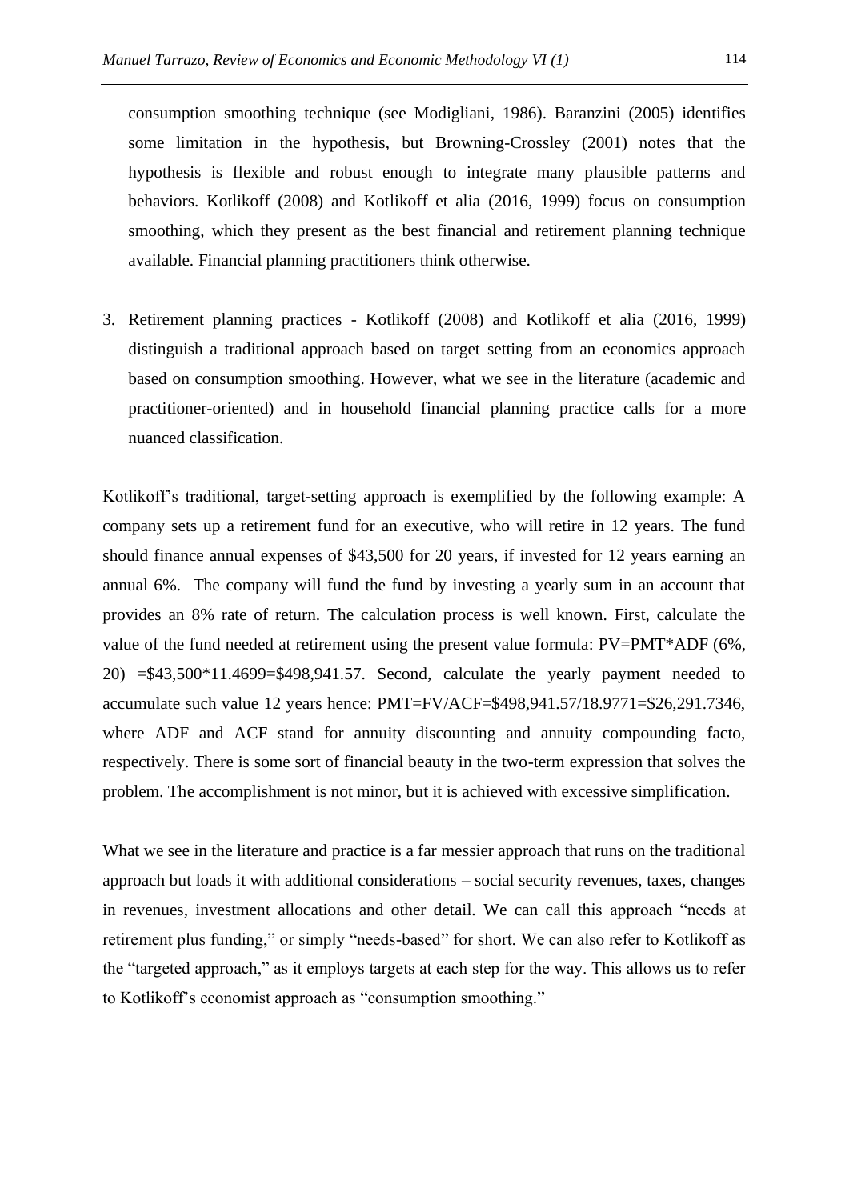consumption smoothing technique (see Modigliani, 1986). Baranzini (2005) identifies some limitation in the hypothesis, but Browning-Crossley (2001) notes that the hypothesis is flexible and robust enough to integrate many plausible patterns and behaviors. Kotlikoff (2008) and Kotlikoff et alia (2016, 1999) focus on consumption smoothing, which they present as the best financial and retirement planning technique available. Financial planning practitioners think otherwise.

3. Retirement planning practices - Kotlikoff (2008) and Kotlikoff et alia (2016, 1999) distinguish a traditional approach based on target setting from an economics approach based on consumption smoothing. However, what we see in the literature (academic and practitioner-oriented) and in household financial planning practice calls for a more nuanced classification.

Kotlikoff's traditional, target-setting approach is exemplified by the following example: A company sets up a retirement fund for an executive, who will retire in 12 years. The fund should finance annual expenses of \$43,500 for 20 years, if invested for 12 years earning an annual 6%. The company will fund the fund by investing a yearly sum in an account that provides an 8% rate of return. The calculation process is well known. First, calculate the value of the fund needed at retirement using the present value formula: PV=PMT*ADF (6%, 20) =\$43,500*11.4699=\$498,941.57. Second, calculate the yearly payment needed to accumulate such value 12 years hence: PMT=FV/ACF=\$498,941.57/18.9771=\$26,291.7346, where ADF and ACF stand for annuity discounting and annuity compounding facto, respectively. There is some sort of financial beauty in the two-term expression that solves the problem. The accomplishment is not minor, but it is achieved with excessive simplification.

What we see in the literature and practice is a far messier approach that runs on the traditional approach but loads it with additional considerations – social security revenues, taxes, changes in revenues, investment allocations and other detail. We can call this approach "needs at retirement plus funding," or simply "needs-based" for short. We can also refer to Kotlikoff as the "targeted approach," as it employs targets at each step for the way. This allows us to refer to Kotlikoff's economist approach as "consumption smoothing."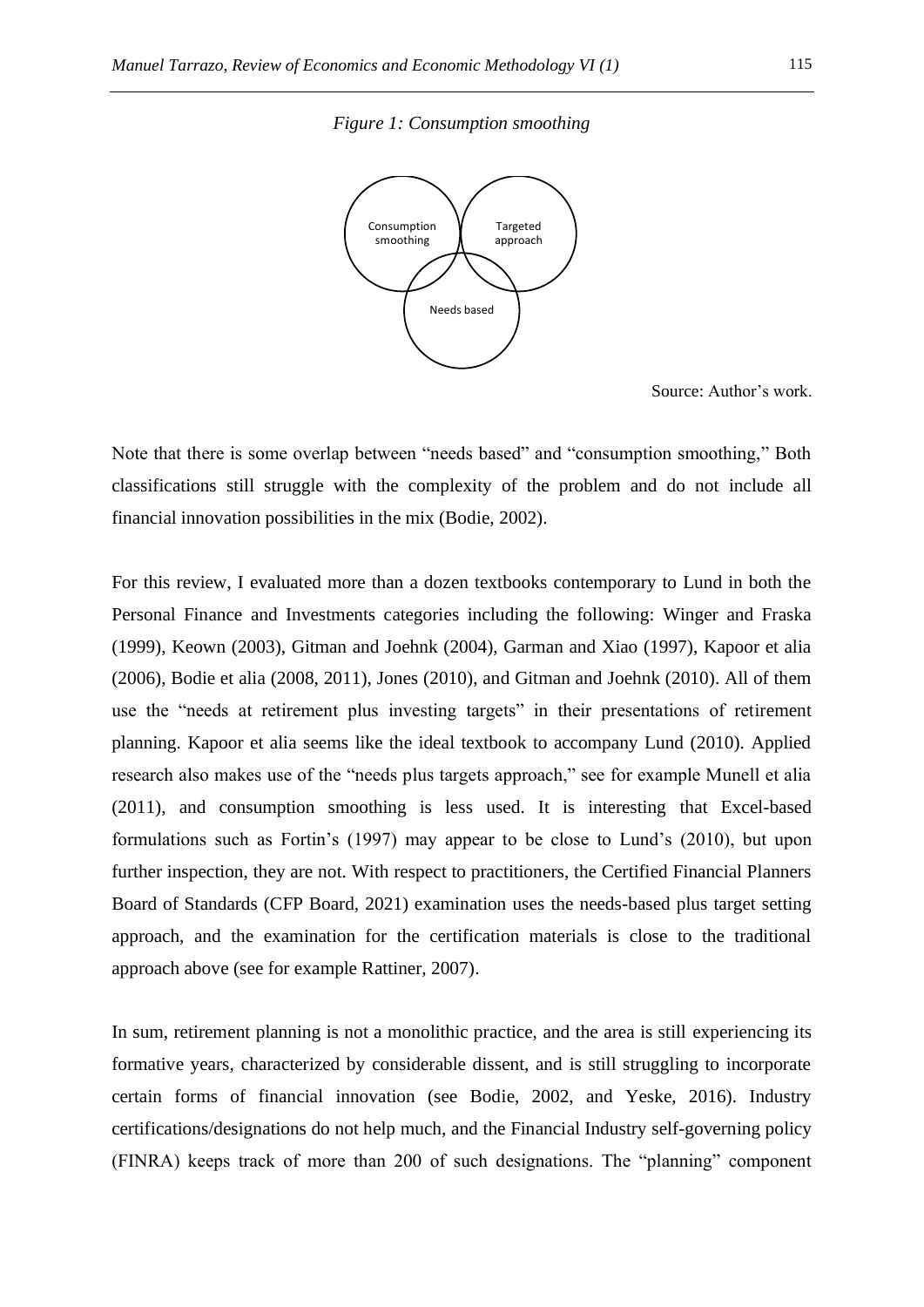*Figure 1: Consumption smoothing*

Consumption smoothing

Targeted approach

Needs based

Source: Author's work.

Note that there is some overlap between "needs based" and "consumption smoothing," Both classifications still struggle with the complexity of the problem and do not include all financial innovation possibilities in the mix (Bodie, 2002).

For this review, I evaluated more than a dozen textbooks contemporary to Lund in both the Personal Finance and Investments categories including the following: Winger and Fraska (1999), Keown (2003), Gitman and Joehnk (2004), Garman and Xiao (1997), Kapoor et alia (2006), Bodie et alia (2008, 2011), Jones (2010), and Gitman and Joehnk (2010). All of them use the "needs at retirement plus investing targets" in their presentations of retirement planning. Kapoor et alia seems like the ideal textbook to accompany Lund (2010). Applied research also makes use of the "needs plus targets approach," see for example Munell et alia (2011), and consumption smoothing is less used. It is interesting that Excel-based formulations such as Fortin's (1997) may appear to be close to Lund's (2010), but upon further inspection, they are not. With respect to practitioners, the Certified Financial Planners Board of Standards (CFP Board, 2021) examination uses the needs-based plus target setting approach, and the examination for the certification materials is close to the traditional approach above (see for example Rattiner, 2007).

In sum, retirement planning is not a monolithic practice, and the area is still experiencing its formative years, characterized by considerable dissent, and is still struggling to incorporate certain forms of financial innovation (see Bodie, 2002, and Yeske, 2016). Industry certifications/designations do not help much, and the Financial Industry self-governing policy (FINRA) keeps track of more than 200 of such designations. The "planning" component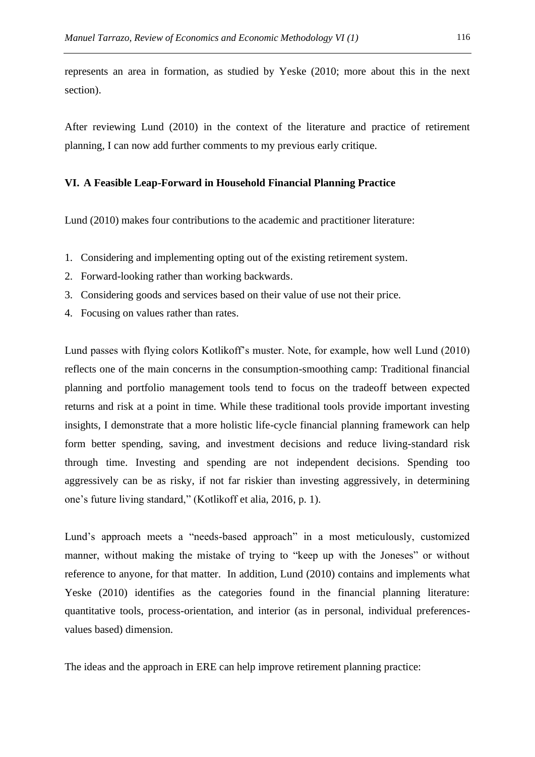represents an area in formation, as studied by Yeske (2010; more about this in the next section).

After reviewing Lund (2010) in the context of the literature and practice of retirement planning, I can now add further comments to my previous early critique.

## VI. A Feasible Leap-Forward in Household Financial Planning Practice

Lund (2010) makes four contributions to the academic and practitioner literature:

1. Considering and implementing opting out of the existing retirement system.
2. Forward-looking rather than working backwards.
3. Considering goods and services based on their value of use not their price.
4. Focusing on values rather than rates.

Lund passes with flying colors Kotlikoff's muster. Note, for example, how well Lund (2010) reflects one of the main concerns in the consumption-smoothing camp: Traditional financial planning and portfolio management tools tend to focus on the tradeoff between expected returns and risk at a point in time. While these traditional tools provide important investing insights, I demonstrate that a more holistic life-cycle financial planning framework can help form better spending, saving, and investment decisions and reduce living-standard risk through time. Investing and spending are not independent decisions. Spending too aggressively can be as risky, if not far riskier than investing aggressively, in determining one's future living standard," (Kotlikoff et alia, 2016, p. 1).

Lund's approach meets a "needs-based approach" in a most meticulously, customized manner, without making the mistake of trying to "keep up with the Joneses" or without reference to anyone, for that matter. In addition, Lund (2010) contains and implements what Yeske (2010) identifies as the categories found in the financial planning literature: quantitative tools, process-orientation, and interior (as in personal, individual preferences-values based) dimension.

The ideas and the approach in ERE can help improve retirement planning practice: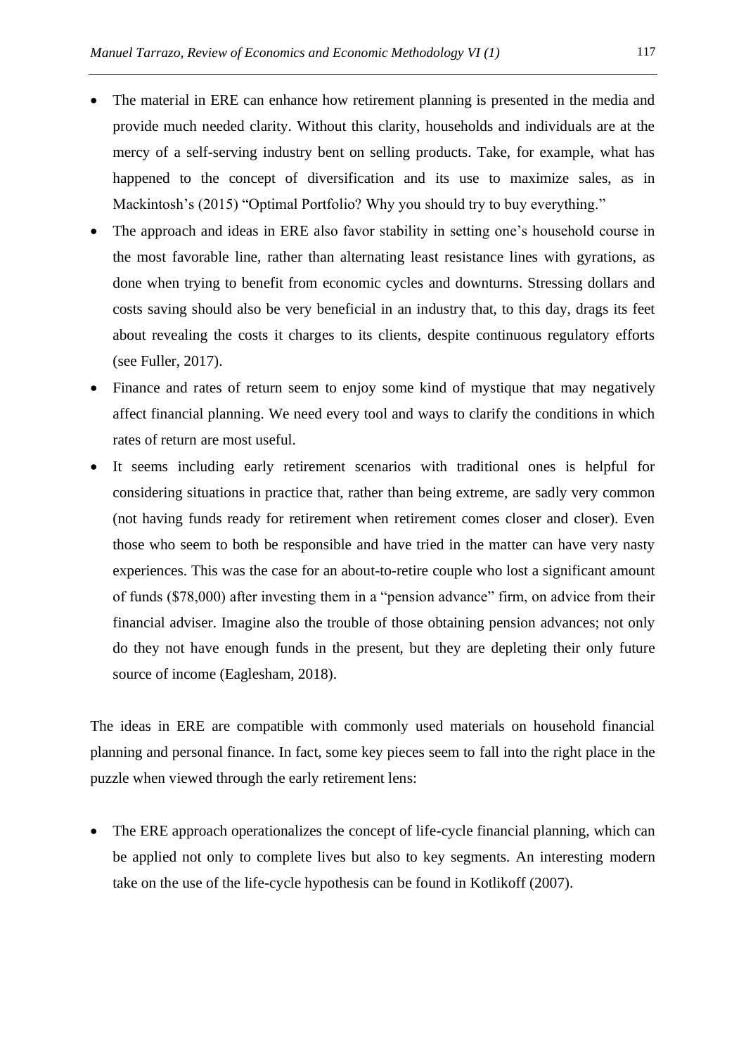- The material in ERE can enhance how retirement planning is presented in the media and provide much needed clarity. Without this clarity, households and individuals are at the mercy of a self-serving industry bent on selling products. Take, for example, what has happened to the concept of diversification and its use to maximize sales, as in Mackintosh's (2015) "Optimal Portfolio? Why you should try to buy everything."
- The approach and ideas in ERE also favor stability in setting one's household course in the most favorable line, rather than alternating least resistance lines with gyrations, as done when trying to benefit from economic cycles and downturns. Stressing dollars and costs saving should also be very beneficial in an industry that, to this day, drags its feet about revealing the costs it charges to its clients, despite continuous regulatory efforts (see Fuller, 2017).
- Finance and rates of return seem to enjoy some kind of mystique that may negatively affect financial planning. We need every tool and ways to clarify the conditions in which rates of return are most useful.
- It seems including early retirement scenarios with traditional ones is helpful for considering situations in practice that, rather than being extreme, are sadly very common (not having funds ready for retirement when retirement comes closer and closer). Even those who seem to both be responsible and have tried in the matter can have very nasty experiences. This was the case for an about-to-retire couple who lost a significant amount of funds ($78,000) after investing them in a "pension advance" firm, on advice from their financial adviser. Imagine also the trouble of those obtaining pension advances; not only do they not have enough funds in the present, but they are depleting their only future source of income (Eaglesham, 2018).

The ideas in ERE are compatible with commonly used materials on household financial planning and personal finance. In fact, some key pieces seem to fall into the right place in the puzzle when viewed through the early retirement lens:

- The ERE approach operationalizes the concept of life-cycle financial planning, which can be applied not only to complete lives but also to key segments. An interesting modern take on the use of the life-cycle hypothesis can be found in Kotlikoff (2007).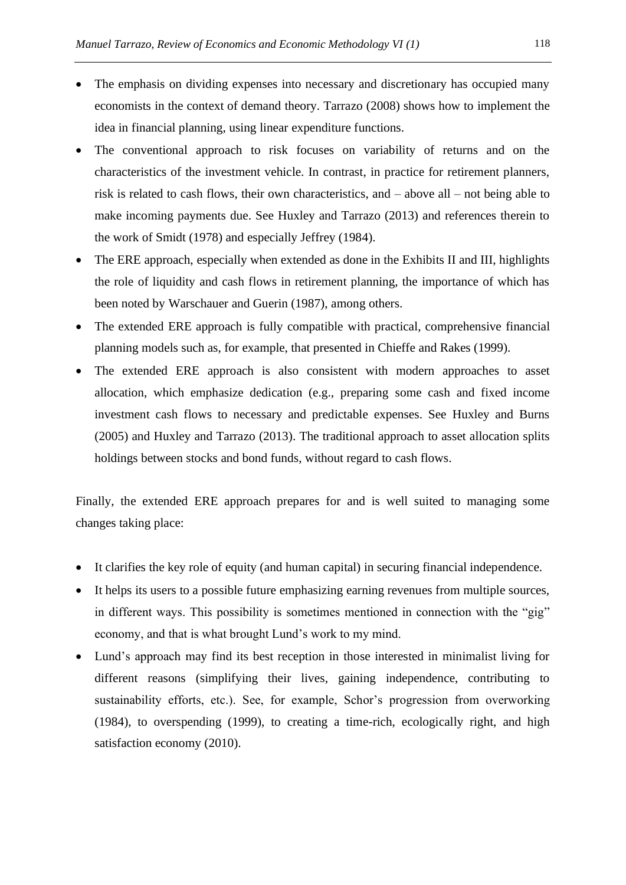- The emphasis on dividing expenses into necessary and discretionary has occupied many economists in the context of demand theory. Tarrazo (2008) shows how to implement the idea in financial planning, using linear expenditure functions.
- The conventional approach to risk focuses on variability of returns and on the characteristics of the investment vehicle. In contrast, in practice for retirement planners, risk is related to cash flows, their own characteristics, and – above all – not being able to make incoming payments due. See Huxley and Tarrazo (2013) and references therein to the work of Smidt (1978) and especially Jeffrey (1984).
- The ERE approach, especially when extended as done in the Exhibits II and III, highlights the role of liquidity and cash flows in retirement planning, the importance of which has been noted by Warschauer and Guerin (1987), among others.
- The extended ERE approach is fully compatible with practical, comprehensive financial planning models such as, for example, that presented in Chieffe and Rakes (1999).
- The extended ERE approach is also consistent with modern approaches to asset allocation, which emphasize dedication (e.g., preparing some cash and fixed income investment cash flows to necessary and predictable expenses. See Huxley and Burns (2005) and Huxley and Tarrazo (2013). The traditional approach to asset allocation splits holdings between stocks and bond funds, without regard to cash flows.

Finally, the extended ERE approach prepares for and is well suited to managing some changes taking place:

- It clarifies the key role of equity (and human capital) in securing financial independence.
- It helps its users to a possible future emphasizing earning revenues from multiple sources, in different ways. This possibility is sometimes mentioned in connection with the "gig" economy, and that is what brought Lund's work to my mind.
- Lund's approach may find its best reception in those interested in minimalist living for different reasons (simplifying their lives, gaining independence, contributing to sustainability efforts, etc.). See, for example, Schor's progression from overworking (1984), to overspending (1999), to creating a time-rich, ecologically right, and high satisfaction economy (2010).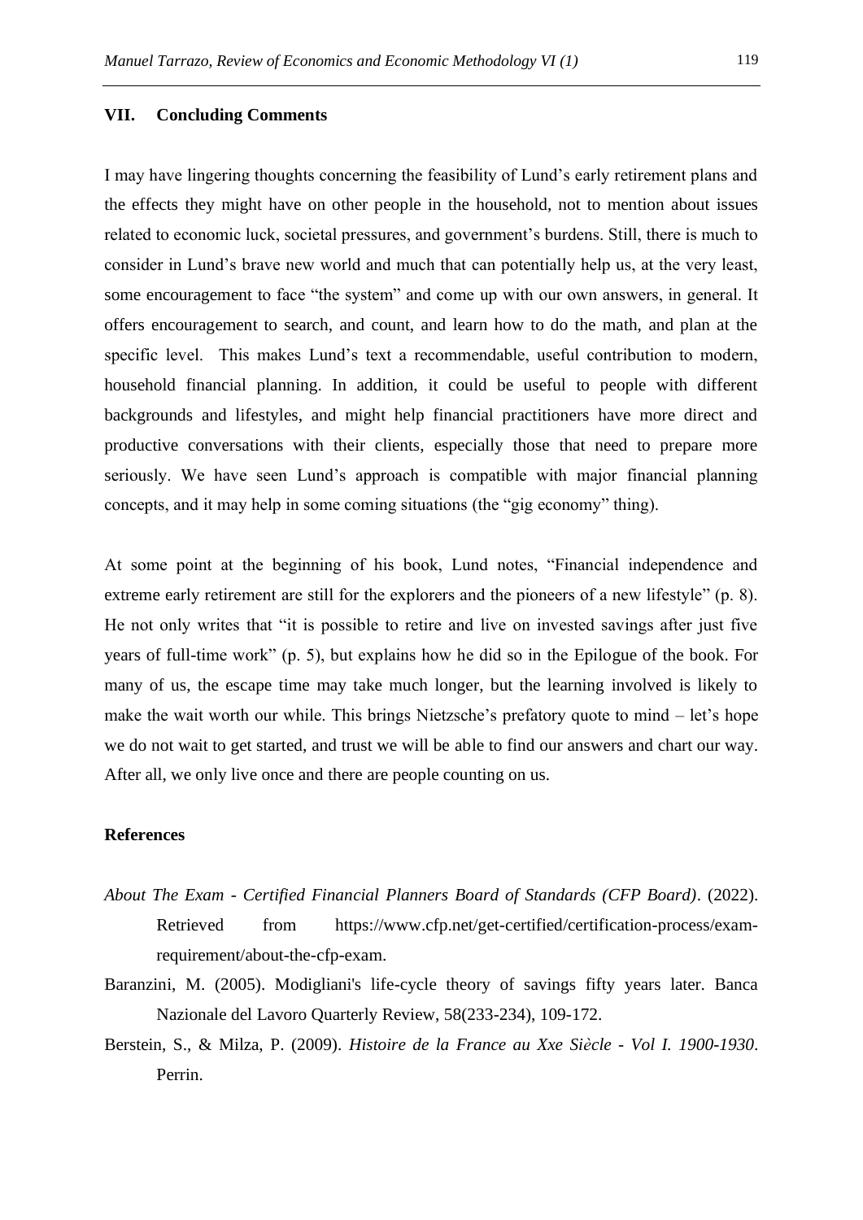## VII. Concluding Comments

I may have lingering thoughts concerning the feasibility of Lund's early retirement plans and the effects they might have on other people in the household, not to mention about issues related to economic luck, societal pressures, and government's burdens. Still, there is much to consider in Lund's brave new world and much that can potentially help us, at the very least, some encouragement to face "the system" and come up with our own answers, in general. It offers encouragement to search, and count, and learn how to do the math, and plan at the specific level. This makes Lund's text a recommendable, useful contribution to modern, household financial planning. In addition, it could be useful to people with different backgrounds and lifestyles, and might help financial practitioners have more direct and productive conversations with their clients, especially those that need to prepare more seriously. We have seen Lund's approach is compatible with major financial planning concepts, and it may help in some coming situations (the "gig economy" thing).

At some point at the beginning of his book, Lund notes, "Financial independence and extreme early retirement are still for the explorers and the pioneers of a new lifestyle" (p. 8). He not only writes that "it is possible to retire and live on invested savings after just five years of full-time work" (p. 5), but explains how he did so in the Epilogue of the book. For many of us, the escape time may take much longer, but the learning involved is likely to make the wait worth our while. This brings Nietzsche's prefatory quote to mind – let's hope we do not wait to get started, and trust we will be able to find our answers and chart our way. After all, we only live once and there are people counting on us.

## References

*About The Exam - Certified Financial Planners Board of Standards (CFP Board)*. (2022). Retrieved from https://www.cfp.net/get-certified/certification-process/exam-requirement/about-the-cfp-exam.

Baranzini, M. (2005). Modigliani's life-cycle theory of savings fifty years later. Banca Nazionale del Lavoro Quarterly Review, 58(233-234), 109-172.

Berstein, S., & Milza, P. (2009). *Histoire de la France au Xxe Siècle - Vol I. 1900-1930*. Perrin.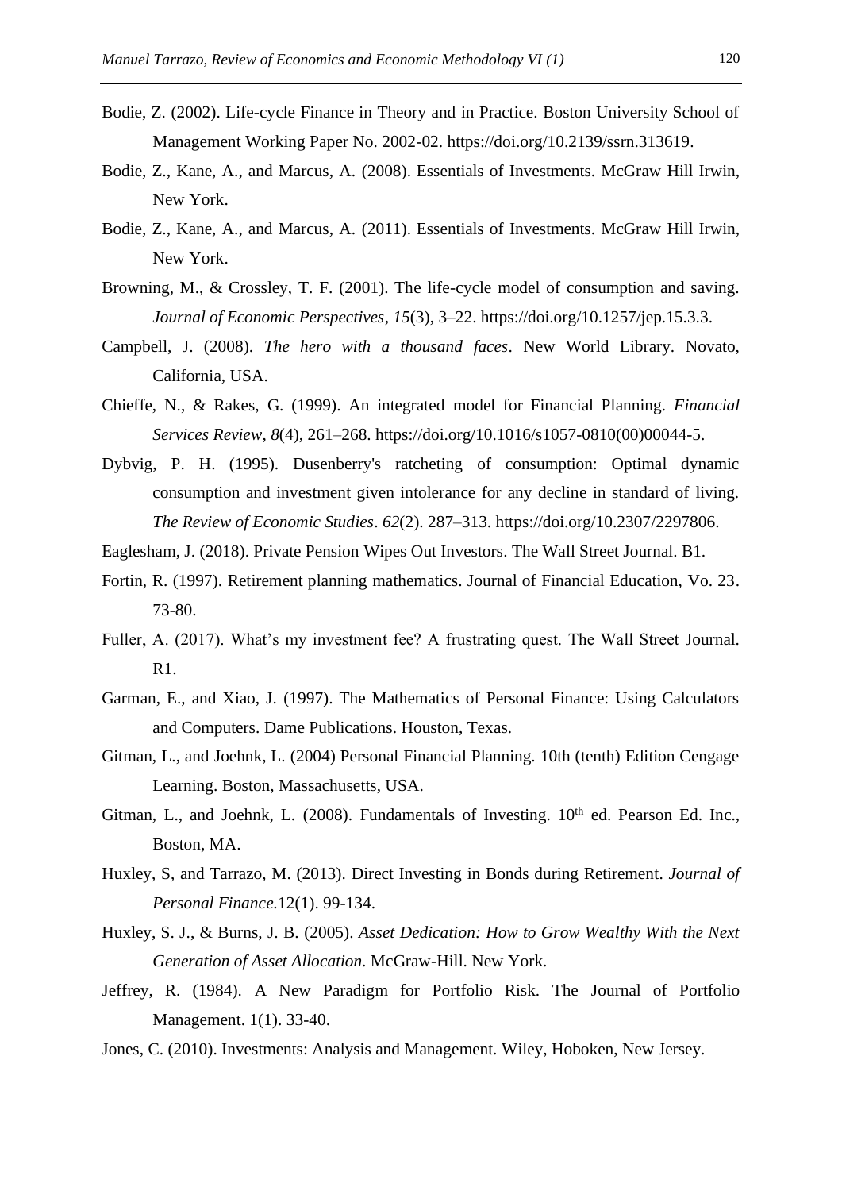Bodie, Z. (2002). Life-cycle Finance in Theory and in Practice. Boston University School of Management Working Paper No. 2002-02. https://doi.org/10.2139/ssrn.313619.

Bodie, Z., Kane, A., and Marcus, A. (2008). Essentials of Investments. McGraw Hill Irwin, New York.

Bodie, Z., Kane, A., and Marcus, A. (2011). Essentials of Investments. McGraw Hill Irwin, New York.

Browning, M., & Crossley, T. F. (2001). The life-cycle model of consumption and saving. *Journal of Economic Perspectives*, *15*(3), 3–22. https://doi.org/10.1257/jep.15.3.3.

Campbell, J. (2008). *The hero with a thousand faces*. New World Library. Novato, California, USA.

Chieffe, N., & Rakes, G. (1999). An integrated model for Financial Planning. *Financial Services Review*, *8*(4), 261–268. https://doi.org/10.1016/s1057-0810(00)00044-5.

Dybvig, P. H. (1995). Dusenberry's ratcheting of consumption: Optimal dynamic consumption and investment given intolerance for any decline in standard of living. *The Review of Economic Studies*. *62*(2). 287–313. https://doi.org/10.2307/2297806.

Eaglesham, J. (2018). Private Pension Wipes Out Investors. The Wall Street Journal. B1.

Fortin, R. (1997). Retirement planning mathematics. Journal of Financial Education, Vo. 23. 73-80.

Fuller, A. (2017). What's my investment fee? A frustrating quest. The Wall Street Journal. R1.

Garman, E., and Xiao, J. (1997). The Mathematics of Personal Finance: Using Calculators and Computers. Dame Publications. Houston, Texas.

Gitman, L., and Joehnk, L. (2004) Personal Financial Planning. 10th (tenth) Edition Cengage Learning. Boston, Massachusetts, USA.

Gitman, L., and Joehnk, L. (2008). Fundamentals of Investing. 10th ed. Pearson Ed. Inc., Boston, MA.

Huxley, S, and Tarrazo, M. (2013). Direct Investing in Bonds during Retirement. *Journal of Personal Finance*.12(1). 99-134.

Huxley, S. J., & Burns, J. B. (2005). *Asset Dedication: How to Grow Wealthy With the Next Generation of Asset Allocation*. McGraw-Hill. New York.

Jeffrey, R. (1984). A New Paradigm for Portfolio Risk. The Journal of Portfolio Management. 1(1). 33-40.

Jones, C. (2010). Investments: Analysis and Management. Wiley, Hoboken, New Jersey.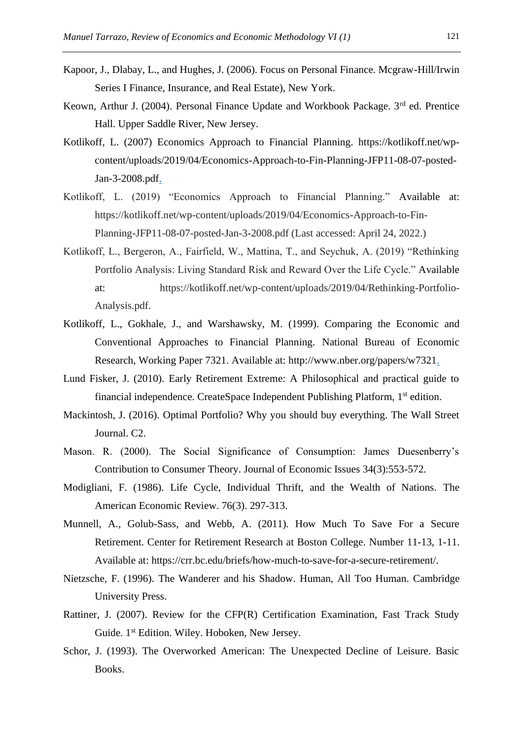Kapoor, J., Dlabay, L., and Hughes, J. (2006). Focus on Personal Finance. Mcgraw-Hill/Irwin Series I Finance, Insurance, and Real Estate), New York.

Keown, Arthur J. (2004). Personal Finance Update and Workbook Package. 3rd ed. Prentice Hall. Upper Saddle River, New Jersey.

Kotlikoff, L. (2007) Economics Approach to Financial Planning. https://kotlikoff.net/wp-content/uploads/2019/04/Economics-Approach-to-Fin-Planning-JFP11-08-07-posted-Jan-3-2008.pdf.

Kotlikoff, L. (2019) "Economics Approach to Financial Planning." Available at: https://kotlikoff.net/wp-content/uploads/2019/04/Economics-Approach-to-Fin-Planning-JFP11-08-07-posted-Jan-3-2008.pdf (Last accessed: April 24, 2022.)

Kotlikoff, L., Bergeron, A., Fairfield, W., Mattina, T., and Seychuk, A. (2019) "Rethinking Portfolio Analysis: Living Standard Risk and Reward Over the Life Cycle." Available at: https://kotlikoff.net/wp-content/uploads/2019/04/Rethinking-Portfolio-Analysis.pdf.

Kotlikoff, L., Gokhale, J., and Warshawsky, M. (1999). Comparing the Economic and Conventional Approaches to Financial Planning. National Bureau of Economic Research, Working Paper 7321. Available at: http://www.nber.org/papers/w7321.

Lund Fisker, J. (2010). Early Retirement Extreme: A Philosophical and practical guide to financial independence. CreateSpace Independent Publishing Platform, 1st edition.

Mackintosh, J. (2016). Optimal Portfolio? Why you should buy everything. The Wall Street Journal. C2.

Mason. R. (2000). The Social Significance of Consumption: James Duesenberry's Contribution to Consumer Theory. Journal of Economic Issues 34(3):553-572.

Modigliani, F. (1986). Life Cycle, Individual Thrift, and the Wealth of Nations. The American Economic Review. 76(3). 297-313.

Munnell, A., Golub-Sass, and Webb, A. (2011). How Much To Save For a Secure Retirement. Center for Retirement Research at Boston College. Number 11-13, 1-11. Available at: https://crr.bc.edu/briefs/how-much-to-save-for-a-secure-retirement/.

Nietzsche, F. (1996). The Wanderer and his Shadow. Human, All Too Human. Cambridge University Press.

Rattiner, J. (2007). Review for the CFP(R) Certification Examination, Fast Track Study Guide. 1st Edition. Wiley. Hoboken, New Jersey.

Schor, J. (1993). The Overworked American: The Unexpected Decline of Leisure. Basic Books.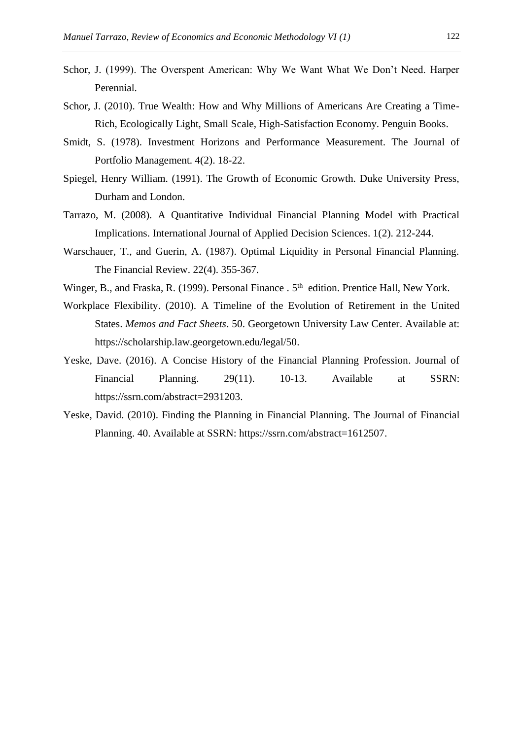Schor, J. (1999). The Overspent American: Why We Want What We Don't Need. Harper Perennial.

Schor, J. (2010). True Wealth: How and Why Millions of Americans Are Creating a Time-Rich, Ecologically Light, Small Scale, High-Satisfaction Economy. Penguin Books.

Smidt, S. (1978). Investment Horizons and Performance Measurement. The Journal of Portfolio Management. 4(2). 18-22.

Spiegel, Henry William. (1991). The Growth of Economic Growth. Duke University Press, Durham and London.

Tarrazo, M. (2008). A Quantitative Individual Financial Planning Model with Practical Implications. International Journal of Applied Decision Sciences. 1(2). 212-244.

Warschauer, T., and Guerin, A. (1987). Optimal Liquidity in Personal Financial Planning. The Financial Review. 22(4). 355-367.

Winger, B., and Fraska, R. (1999). Personal Finance . 5th edition. Prentice Hall, New York.

Workplace Flexibility. (2010). A Timeline of the Evolution of Retirement in the United States. *Memos and Fact Sheets*. 50. Georgetown University Law Center. Available at: https://scholarship.law.georgetown.edu/legal/50.

Yeske, Dave. (2016). A Concise History of the Financial Planning Profession. Journal of Financial Planning. 29(11). 10-13. Available at SSRN: https://ssrn.com/abstract=2931203.

Yeske, David. (2010). Finding the Planning in Financial Planning. The Journal of Financial Planning. 40. Available at SSRN: https://ssrn.com/abstract=1612507.